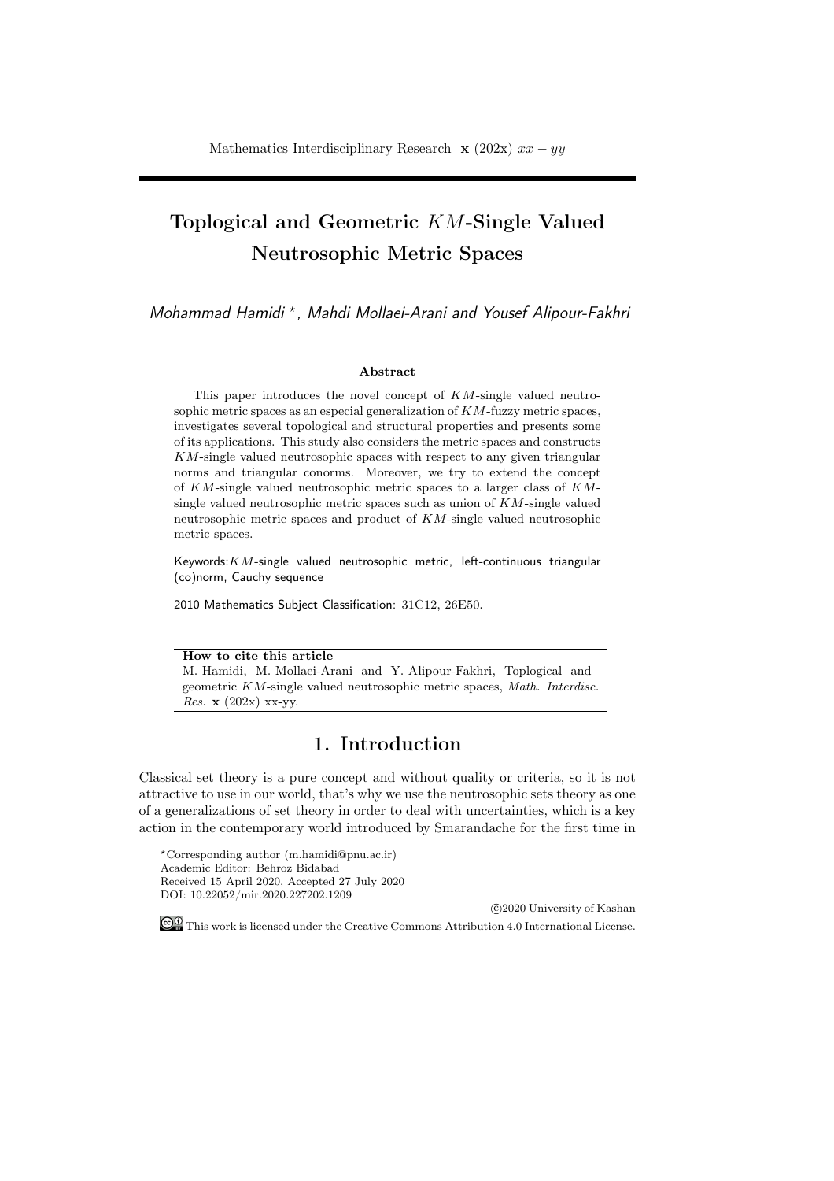# Toplogical and Geometric $KM$-Single Valued Neutrosophic Metric Spaces

*Mohammad Hamidi* [*], *Mahdi Mollaei-Arani and Yousef Alipour-Fakhri*

### Abstract

This paper introduces the novel concept of $KM$-single valued neutrosophic metric spaces as an especial generalization of $KM$-fuzzy metric spaces, investigates several topological and structural properties and presents some of its applications. This study also considers the metric spaces and constructs $KM$-single valued neutrosophic spaces with respect to any given triangular norms and triangular conorms. Moreover, we try to extend the concept of $KM$-single valued neutrosophic metric spaces to a larger class of $KM$-single valued neutrosophic metric spaces such as union of $KM$-single valued neutrosophic metric spaces and product of $KM$-single valued neutrosophic metric spaces.

Keywords:$KM$-single valued neutrosophic metric, left-continuous triangular (co)norm, Cauchy sequence

2010 Mathematics Subject Classification: 31C12, 26E50.

**How to cite this article**
M. Hamidi, M. Mollaei-Arani and Y. Alipour-Fakhri, Toplogical and geometric $KM$-single valued neutrosophic metric spaces, *Math. Interdisc. Res.* **x** (202x) xx-yy.

## 1. Introduction

Classical set theory is a pure concept and without quality or criteria, so it is not attractive to use in our world, that's why we use the neutrosophic sets theory as one of a generalizations of set theory in order to deal with uncertainties, which is a key action in the contemporary world introduced by Smarandache for the first time in

[*]Corresponding author (m.hamidi@pnu.ac.ir)
Academic Editor: Behroz Bidabad
Received 15 April 2020, Accepted 27 July 2020
DOI: 10.22052/mir.2020.227202.1209

©2020 University of Kashan

This work is licensed under the Creative Commons Attribution 4.0 International License.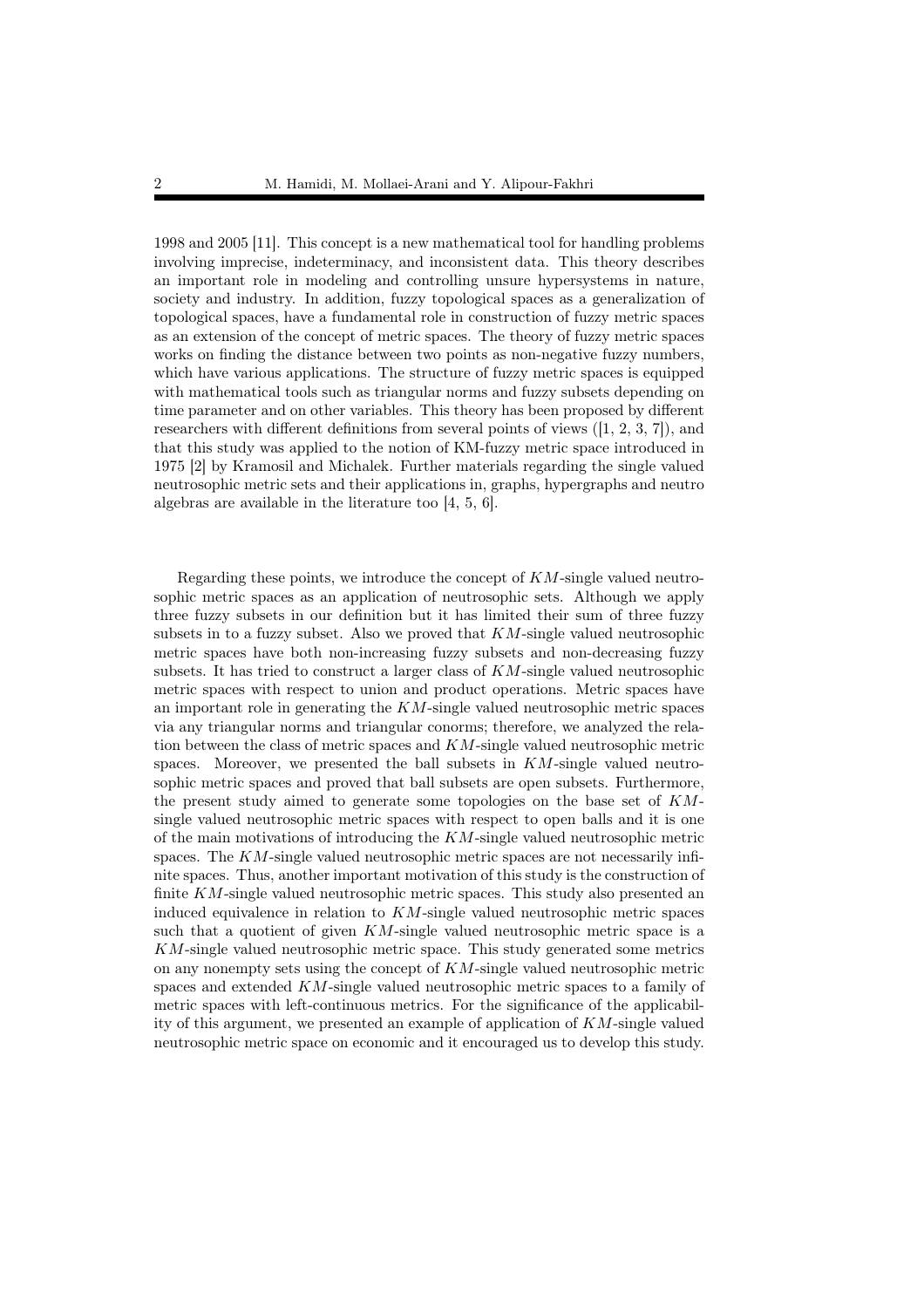1998 and 2005 [11]. This concept is a new mathematical tool for handling problems involving imprecise, indeterminacy, and inconsistent data. This theory describes an important role in modeling and controlling unsure hypersystems in nature, society and industry. In addition, fuzzy topological spaces as a generalization of topological spaces, have a fundamental role in construction of fuzzy metric spaces as an extension of the concept of metric spaces. The theory of fuzzy metric spaces works on finding the distance between two points as non-negative fuzzy numbers, which have various applications. The structure of fuzzy metric spaces is equipped with mathematical tools such as triangular norms and fuzzy subsets depending on time parameter and on other variables. This theory has been proposed by different researchers with different definitions from several points of views ([1, 2, 3, 7]), and that this study was applied to the notion of KM-fuzzy metric space introduced in 1975 [2] by Kramosil and Michalek. Further materials regarding the single valued neutrosophic metric sets and their applications in, graphs, hypergraphs and neutro algebras are available in the literature too [4, 5, 6].

Regarding these points, we introduce the concept of $KM$-single valued neutrosophic metric spaces as an application of neutrosophic sets. Although we apply three fuzzy subsets in our definition but it has limited their sum of three fuzzy subsets in to a fuzzy subset. Also we proved that $KM$-single valued neutrosophic metric spaces have both non-increasing fuzzy subsets and non-decreasing fuzzy subsets. It has tried to construct a larger class of $KM$-single valued neutrosophic metric spaces with respect to union and product operations. Metric spaces have an important role in generating the $KM$-single valued neutrosophic metric spaces via any triangular norms and triangular conorms; therefore, we analyzed the relation between the class of metric spaces and $KM$-single valued neutrosophic metric spaces. Moreover, we presented the ball subsets in $KM$-single valued neutrosophic metric spaces and proved that ball subsets are open subsets. Furthermore, the present study aimed to generate some topologies on the base set of $KM$-single valued neutrosophic metric spaces with respect to open balls and it is one of the main motivations of introducing the $KM$-single valued neutrosophic metric spaces. The $KM$-single valued neutrosophic metric spaces are not necessarily infinite spaces. Thus, another important motivation of this study is the construction of finite $KM$-single valued neutrosophic metric spaces. This study also presented an induced equivalence in relation to $KM$-single valued neutrosophic metric spaces such that a quotient of given $KM$-single valued neutrosophic metric space is a $KM$-single valued neutrosophic metric space. This study generated some metrics on any nonempty sets using the concept of $KM$-single valued neutrosophic metric spaces and extended $KM$-single valued neutrosophic metric spaces to a family of metric spaces with left-continuous metrics. For the significance of the applicability of this argument, we presented an example of application of $KM$-single valued neutrosophic metric space on economic and it encouraged us to develop this study.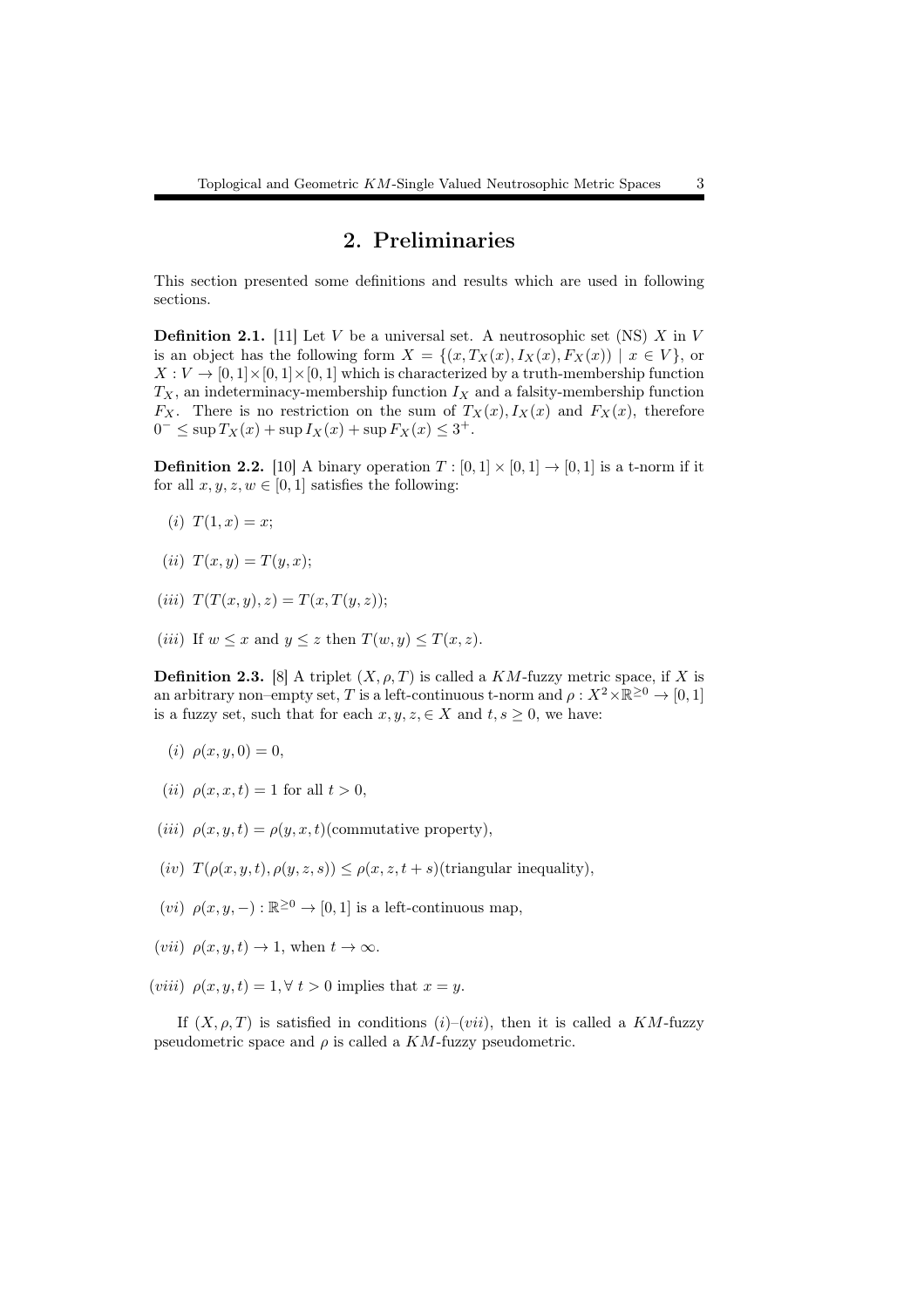## 2. Preliminaries

This section presented some definitions and results which are used in following sections.

**Definition 2.1.** [11] Let $V$ be a universal set. A neutrosophic set (NS) $X$ in $V$ is an object has the following form $X = \{(x, T_X(x), I_X(x), F_X(x)) \mid x \in V\}$, or $X : V \to [0,1] \times [0,1] \times [0,1]$ which is characterized by a truth-membership function $T_X$, an indeterminacy-membership function $I_X$ and a falsity-membership function $F_X$. There is no restriction on the sum of $T_X(x), I_X(x)$ and $F_X(x)$, therefore $0^- \leq \sup T_X(x) + \sup I_X(x) + \sup F_X(x) \leq 3^+$.

**Definition 2.2.** [10] A binary operation $T : [0,1] \times [0,1] \to [0,1]$ is a t-norm if it for all $x, y, z, w \in [0,1]$ satisfies the following:

$(i)$ $T(1, x) = x$;

$(ii)$ $T(x, y) = T(y, x)$;

$(iii)$ $T(T(x, y), z) = T(x, T(y, z))$;

$(iii)$ If $w \leq x$ and $y \leq z$ then $T(w, y) \leq T(x, z)$.

**Definition 2.3.** [8] A triplet $(X, \rho, T)$ is called a $KM$-fuzzy metric space, if $X$ is an arbitrary non–empty set, $T$ is a left-continuous t-norm and $\rho : X^2 \times \mathbb{R}^{\geq 0} \to [0,1]$ is a fuzzy set, such that for each $x, y, z, \in X$ and $t, s \geq 0$, we have:

$(i)$ $\rho(x, y, 0) = 0$,

$(ii)$ $\rho(x, x, t) = 1$ for all $t > 0$,

$(iii)$ $\rho(x, y, t) = \rho(y, x, t)$(commutative property),

$(iv)$ $T(\rho(x, y, t), \rho(y, z, s)) \leq \rho(x, z, t + s)$(triangular inequality),

$(vi)$ $\rho(x, y, -) : \mathbb{R}^{\geq 0} \to [0,1]$ is a left-continuous map,

$(vii)$ $\rho(x, y, t) \to 1$, when $t \to \infty$.

$(viii)$ $\rho(x, y, t) = 1, \forall\ t > 0$ implies that $x = y$.

If $(X, \rho, T)$ is satisfied in conditions $(i)$–$(vii)$, then it is called a $KM$-fuzzy pseudometric space and $\rho$ is called a $KM$-fuzzy pseudometric.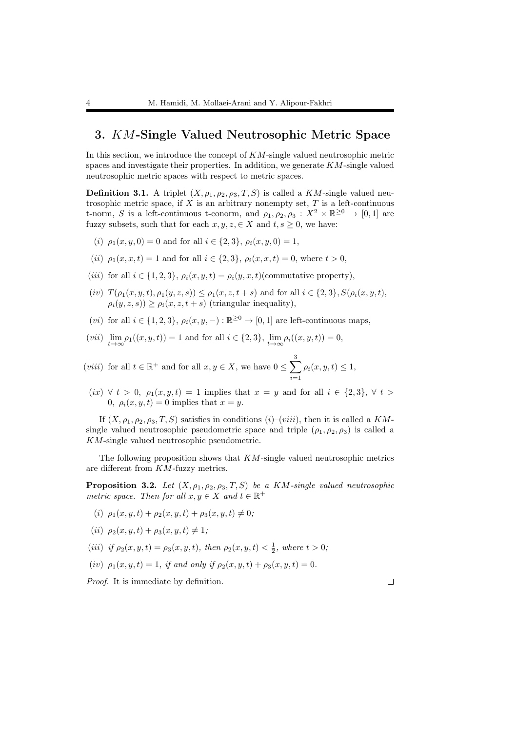## 3. $KM$-Single Valued Neutrosophic Metric Space

In this section, we introduce the concept of $KM$-single valued neutrosophic metric spaces and investigate their properties. In addition, we generate $KM$-single valued neutrosophic metric spaces with respect to metric spaces.

**Definition 3.1.** A triplet $(X, \rho_1, \rho_2, \rho_3, T, S)$ is called a $KM$-single valued neutrosophic metric space, if $X$ is an arbitrary nonempty set, $T$ is a left-continuous t-norm, $S$ is a left-continuous t-conorm, and $\rho_1, \rho_2, \rho_3 : X^2 \times \mathbb{R}^{\geq 0} \to [0, 1]$ are fuzzy subsets, such that for each $x, y, z, \in X$ and $t, s \geq 0$, we have:

- $(i)$ $\rho_1(x, y, 0) = 0$ and for all $i \in \{2, 3\}$, $\rho_i(x, y, 0) = 1$,
- $(ii)$ $\rho_1(x, x, t) = 1$ and for all $i \in \{2, 3\}$, $\rho_i(x, x, t) = 0$, where $t > 0$,
- $(iii)$ for all $i \in \{1, 2, 3\}$, $\rho_i(x, y, t) = \rho_i(y, x, t)$(commutative property),
- $(iv)$ $T(\rho_1(x, y, t), \rho_1(y, z, s)) \leq \rho_1(x, z, t + s)$ and for all $i \in \{2, 3\}, S(\rho_i(x, y, t),$ $\rho_i(y, z, s)) \geq \rho_i(x, z, t + s)$ (triangular inequality),
- $(vi)$ for all $i \in \{1, 2, 3\}$, $\rho_i(x, y, -) : \mathbb{R}^{\geq 0} \to [0, 1]$ are left-continuous maps,
- $(vii)$ $\lim\limits_{t\to\infty} \rho_1((x, y, t)) = 1$ and for all $i \in \{2, 3\}$, $\lim\limits_{t\to\infty} \rho_i((x, y, t)) = 0$,
- $(viii)$ for all $t \in \mathbb{R}^+$ and for all $x, y \in X$, we have $0 \leq \sum\limits_{i=1}^{3} \rho_i(x, y, t) \leq 1$,
- $(ix)$ $\forall\ t > 0$, $\rho_1(x, y, t) = 1$ implies that $x = y$ and for all $i \in \{2, 3\}$, $\forall\ t > 0$, $\rho_i(x, y, t) = 0$ implies that $x = y$.

If $(X, \rho_1, \rho_2, \rho_3, T, S)$ satisfies in conditions $(i)$–$(viii)$, then it is called a $KM$-single valued neutrosophic pseudometric space and triple $(\rho_1, \rho_2, \rho_3)$ is called a $KM$-single valued neutrosophic pseudometric.

The following proposition shows that $KM$-single valued neutrosophic metrics are different from $KM$-fuzzy metrics.

**Proposition 3.2.** *Let $(X, \rho_1, \rho_2, \rho_3, T, S)$ be a $KM$-single valued neutrosophic metric space. Then for all $x, y \in X$ and $t \in \mathbb{R}^+$*

- $(i)$ $\rho_1(x, y, t) + \rho_2(x, y, t) + \rho_3(x, y, t) \neq 0$;
- $(ii)$ $\rho_2(x, y, t) + \rho_3(x, y, t) \neq 1$;
- $(iii)$ *if* $\rho_2(x, y, t) = \rho_3(x, y, t)$, *then* $\rho_2(x, y, t) < \frac{1}{2}$, *where* $t > 0$;
- $(iv)$ $\rho_1(x, y, t) = 1$, *if and only if* $\rho_2(x, y, t) + \rho_3(x, y, t) = 0$.

*Proof.* It is immediate by definition. □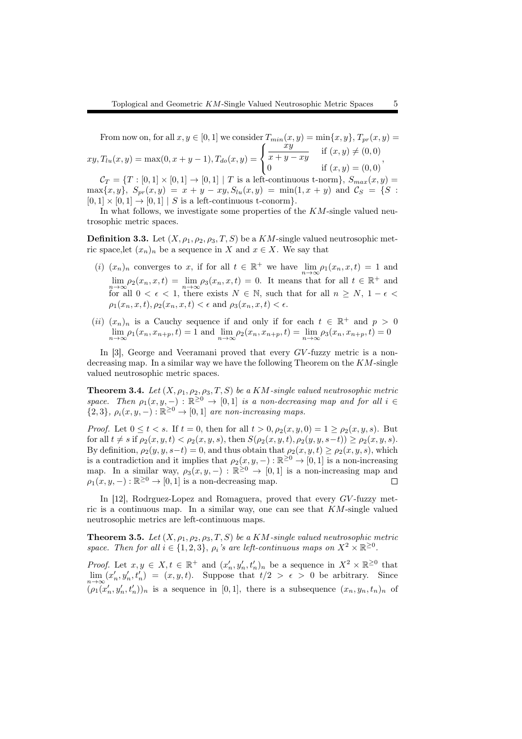From now on, for all $x, y \in [0,1]$ we consider $T_{min}(x,y) = \min\{x,y\}$, $T_{pr}(x,y) = xy$, $T_{lu}(x,y) = \max(0, x+y-1)$, $T_{do}(x,y) = \begin{cases} \dfrac{xy}{x+y-xy} & \text{if } (x,y) \neq (0,0) \\ 0 & \text{if } (x,y) = (0,0) \end{cases}$,

$\mathcal{C}_T = \{T : [0,1] \times [0,1] \to [0,1] \mid T \text{ is a left-continuous t-norm}\}$, $S_{max}(x,y) = \max\{x,y\}$, $S_{pr}(x,y) = x + y - xy$, $S_{lu}(x,y) = \min(1, x+y)$ and $\mathcal{C}_S = \{S : [0,1] \times [0,1] \to [0,1] \mid S \text{ is a left-continuous t-conorm}\}$.

In what follows, we investigate some properties of the $KM$-single valued neutrosophic metric spaces.

**Definition 3.3.** Let $(X, \rho_1, \rho_2, \rho_3, T, S)$ be a $KM$-single valued neutrosophic metric space,let $(x_n)_n$ be a sequence in $X$ and $x \in X$. We say that

- $(i)$ $(x_n)_n$ converges to $x$, if for all $t \in \mathbb{R}^+$ we have $\lim\limits_{n\to\infty} \rho_1(x_n, x, t) = 1$ and $\lim\limits_{n\to\infty} \rho_2(x_n, x, t) = \lim\limits_{n\to\infty} \rho_3(x_n, x, t) = 0$. It means that for all $t \in \mathbb{R}^+$ and for all $0 < \epsilon < 1$, there exists $N \in \mathbb{N}$, such that for all $n \geq N$, $1 - \epsilon < \rho_1(x_n, x, t), \rho_2(x_n, x, t) < \epsilon$ and $\rho_3(x_n, x, t) < \epsilon$.
- $(ii)$ $(x_n)_n$ is a Cauchy sequence if and only if for each $t \in \mathbb{R}^+$ and $p > 0$ $\lim\limits_{n\to\infty} \rho_1(x_n, x_{n+p}, t) = 1$ and $\lim\limits_{n\to\infty} \rho_2(x_n, x_{n+p}, t) = \lim\limits_{n\to\infty} \rho_3(x_n, x_{n+p}, t) = 0$

In [3], George and Veeramani proved that every $GV$-fuzzy metric is a non-decreasing map. In a similar way we have the following Theorem on the $KM$-single valued neutrosophic metric spaces.

**Theorem 3.4.** *Let $(X, \rho_1, \rho_2, \rho_3, T, S)$ be a $KM$-single valued neutrosophic metric space. Then $\rho_1(x, y, -) : \mathbb{R}^{\geq 0} \to [0,1]$ is a non-decreasing map and for all $i \in \{2, 3\}$, $\rho_i(x, y, -) : \mathbb{R}^{\geq 0} \to [0,1]$ are non-increasing maps.*

*Proof.* Let $0 \leq t < s$. If $t = 0$, then for all $t > 0$, $\rho_2(x, y, 0) = 1 \geq \rho_2(x, y, s)$. But for all $t \neq s$ if $\rho_2(x, y, t) < \rho_2(x, y, s)$, then $S(\rho_2(x, y, t), \rho_2(y, y, s-t)) \geq \rho_2(x, y, s)$. By definition, $\rho_2(y, y, s-t) = 0$, and thus obtain that $\rho_2(x, y, t) \geq \rho_2(x, y, s)$, which is a contradiction and it implies that $\rho_2(x, y, -) : \mathbb{R}^{\geq 0} \to [0,1]$ is a non-increasing map. In a similar way, $\rho_3(x, y, -) : \mathbb{R}^{\geq 0} \to [0,1]$ is a non-increasing map and $\rho_1(x, y, -) : \mathbb{R}^{\geq 0} \to [0,1]$ is a non-decreasing map. $\square$

In [12], Rodrguez-Lopez and Romaguera, proved that every $GV$-fuzzy metric is a continuous map. In a similar way, one can see that $KM$-single valued neutrosophic metrics are left-continuous maps.

**Theorem 3.5.** *Let $(X, \rho_1, \rho_2, \rho_3, T, S)$ be a $KM$-single valued neutrosophic metric space. Then for all $i \in \{1, 2, 3\}$, $\rho_i$'s are left-continuous maps on $X^2 \times \mathbb{R}^{\geq 0}$.*

*Proof.* Let $x, y \in X, t \in \mathbb{R}^+$ and $(x'_n, y'_n, t'_n)_n$ be a sequence in $X^2 \times \mathbb{R}^{\geq 0}$ that $\lim\limits_{n\to\infty} (x'_n, y'_n, t'_n) = (x, y, t)$. Suppose that $t/2 > \epsilon > 0$ be arbitrary. Since $(\rho_1(x'_n, y'_n, t'_n))_n$ is a sequence in $[0,1]$, there is a subsequence $(x_n, y_n, t_n)_n$ of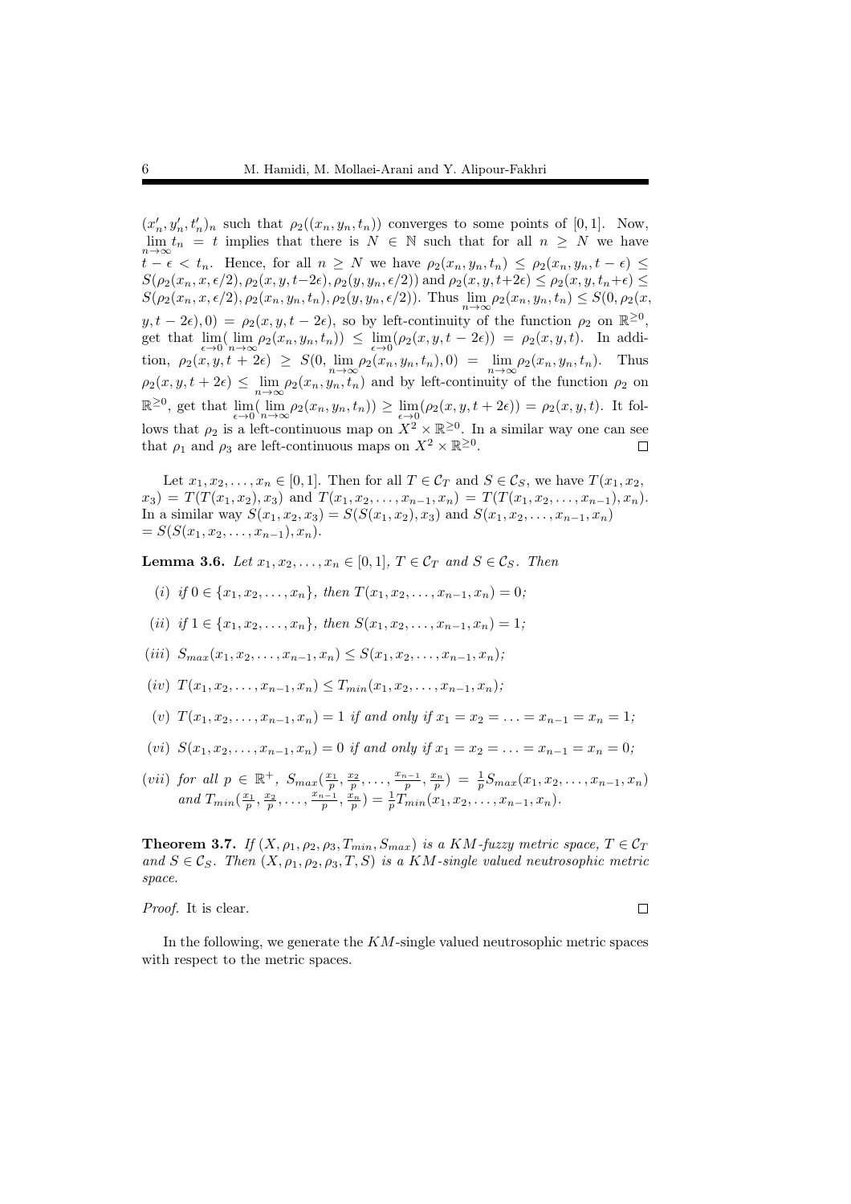$(x'_n, y'_n, t'_n)_n$ such that $\rho_2((x_n, y_n, t_n))$ converges to some points of $[0,1]$. Now, $\lim\limits_{n\to\infty} t_n = t$ implies that there is $N \in \mathbb{N}$ such that for all $n \geq N$ we have $t - \epsilon < t_n$. Hence, for all $n \geq N$ we have $\rho_2(x_n, y_n, t_n) \leq \rho_2(x_n, y_n, t - \epsilon) \leq S(\rho_2(x_n, x, \epsilon/2), \rho_2(x, y, t-2\epsilon), \rho_2(y, y_n, \epsilon/2))$ and $\rho_2(x, y, t+2\epsilon) \leq \rho_2(x, y, t_n+\epsilon) \leq S(\rho_2(x_n, x, \epsilon/2), \rho_2(x_n, y_n, t_n), \rho_2(y, y_n, \epsilon/2))$. Thus $\lim\limits_{n\to\infty} \rho_2(x_n, y_n, t_n) \leq S(0, \rho_2(x, y, t-2\epsilon), 0) = \rho_2(x, y, t-2\epsilon)$, so by left-continuity of the function $\rho_2$ on $\mathbb{R}^{\geq 0}$, get that $\lim\limits_{\epsilon\to 0}(\lim\limits_{n\to\infty} \rho_2(x_n, y_n, t_n)) \leq \lim\limits_{\epsilon\to 0}(\rho_2(x, y, t-2\epsilon)) = \rho_2(x, y, t)$. In addition, $\rho_2(x, y, t+2\epsilon) \geq S(0, \lim\limits_{n\to\infty} \rho_2(x_n, y_n, t_n), 0) = \lim\limits_{n\to\infty} \rho_2(x_n, y_n, t_n)$. Thus $\rho_2(x, y, t+2\epsilon) \leq \lim\limits_{n\to\infty} \rho_2(x_n, y_n, t_n)$ and by left-continuity of the function $\rho_2$ on $\mathbb{R}^{\geq 0}$, get that $\lim\limits_{\epsilon\to 0}(\lim\limits_{n\to\infty} \rho_2(x_n, y_n, t_n)) \geq \lim\limits_{\epsilon\to 0}(\rho_2(x, y, t+2\epsilon)) = \rho_2(x, y, t)$. It follows that $\rho_2$ is a left-continuous map on $X^2 \times \mathbb{R}^{\geq 0}$. In a similar way one can see that $\rho_1$ and $\rho_3$ are left-continuous maps on $X^2 \times \mathbb{R}^{\geq 0}$. $\square$

Let $x_1, x_2, \ldots, x_n \in [0,1]$. Then for all $T \in \mathcal{C}_T$ and $S \in \mathcal{C}_S$, we have $T(x_1, x_2, x_3) = T(T(x_1, x_2), x_3)$ and $T(x_1, x_2, \ldots, x_{n-1}, x_n) = T(T(x_1, x_2, \ldots, x_{n-1}), x_n)$. In a similar way $S(x_1, x_2, x_3) = S(S(x_1, x_2), x_3)$ and $S(x_1, x_2, \ldots, x_{n-1}, x_n) = S(S(x_1, x_2, \ldots, x_{n-1}), x_n)$.

**Lemma 3.6.** *Let $x_1, x_2, \ldots, x_n \in [0,1]$, $T \in \mathcal{C}_T$ and $S \in \mathcal{C}_S$. Then*

(i) *if $0 \in \{x_1, x_2, \ldots, x_n\}$, then $T(x_1, x_2, \ldots, x_{n-1}, x_n) = 0$;*

(ii) *if $1 \in \{x_1, x_2, \ldots, x_n\}$, then $S(x_1, x_2, \ldots, x_{n-1}, x_n) = 1$;*

(iii) *$S_{max}(x_1, x_2, \ldots, x_{n-1}, x_n) \leq S(x_1, x_2, \ldots, x_{n-1}, x_n)$;*

(iv) *$T(x_1, x_2, \ldots, x_{n-1}, x_n) \leq T_{min}(x_1, x_2, \ldots, x_{n-1}, x_n)$;*

(v) *$T(x_1, x_2, \ldots, x_{n-1}, x_n) = 1$ if and only if $x_1 = x_2 = \ldots = x_{n-1} = x_n = 1$;*

(vi) *$S(x_1, x_2, \ldots, x_{n-1}, x_n) = 0$ if and only if $x_1 = x_2 = \ldots = x_{n-1} = x_n = 0$;*

(vii) *for all $p \in \mathbb{R}^+$, $S_{max}(\frac{x_1}{p}, \frac{x_2}{p}, \ldots, \frac{x_{n-1}}{p}, \frac{x_n}{p}) = \frac{1}{p} S_{max}(x_1, x_2, \ldots, x_{n-1}, x_n)$ and $T_{min}(\frac{x_1}{p}, \frac{x_2}{p}, \ldots, \frac{x_{n-1}}{p}, \frac{x_n}{p}) = \frac{1}{p} T_{min}(x_1, x_2, \ldots, x_{n-1}, x_n)$.*

**Theorem 3.7.** *If $(X, \rho_1, \rho_2, \rho_3, T_{min}, S_{max})$ is a KM-fuzzy metric space, $T \in \mathcal{C}_T$ and $S \in \mathcal{C}_S$. Then $(X, \rho_1, \rho_2, \rho_3, T, S)$ is a KM-single valued neutrosophic metric space.*

*Proof.* It is clear. $\square$

In the following, we generate the $KM$-single valued neutrosophic metric spaces with respect to the metric spaces.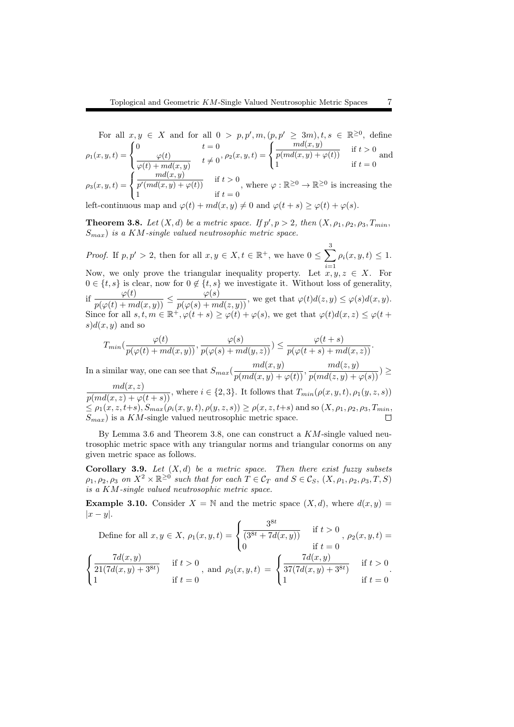For all $x, y \in X$ and for all $0 > p, p', m, (p, p' \geq 3m), t, s \in \mathbb{R}^{\geq 0}$, define $\rho_1(x,y,t) = \begin{cases} 0 & t = 0 \\ \dfrac{\varphi(t)}{\varphi(t) + md(x,y)} & t \neq 0 \end{cases}$, $\rho_2(x,y,t) = \begin{cases} \dfrac{md(x,y)}{p(md(x,y) + \varphi(t))} & \text{if } t > 0 \\ 1 & \text{if } t = 0 \end{cases}$ and $\rho_3(x,y,t) = \begin{cases} \dfrac{md(x,y)}{p'(md(x,y) + \varphi(t))} & \text{if } t > 0 \\ 1 & \text{if } t = 0 \end{cases}$, where $\varphi : \mathbb{R}^{\geq 0} \to \mathbb{R}^{\geq 0}$ is increasing the left-continuous map and $\varphi(t) + md(x,y) \neq 0$ and $\varphi(t+s) \geq \varphi(t) + \varphi(s)$.

**Theorem 3.8.** *Let $(X, d)$ be a metric space. If $p', p > 2$, then $(X, \rho_1, \rho_2, \rho_3, T_{min}, S_{max})$ is a $KM$-single valued neutrosophic metric space.*

*Proof.* If $p, p' > 2$, then for all $x, y \in X, t \in \mathbb{R}^+$, we have $0 \leq \sum_{i=1}^{3} \rho_i(x,y,t) \leq 1$. Now, we only prove the triangular inequality property. Let $x, y, z \in X$. For $0 \in \{t, s\}$ is clear, now for $0 \notin \{t, s\}$ we investigate it. Without loss of generality, if $\dfrac{\varphi(t)}{p(\varphi(t) + md(x,y))} \leq \dfrac{\varphi(s)}{p(\varphi(s) + md(z,y))}$, we get that $\varphi(t)d(z,y) \leq \varphi(s)d(x,y)$. Since for all $s, t, m \in \mathbb{R}^+, \varphi(t+s) \geq \varphi(t) + \varphi(s)$, we get that $\varphi(t)d(x,z) \leq \varphi(t+s)d(x,y)$ and so

$$T_{min}\left(\frac{\varphi(t)}{p(\varphi(t) + md(x,y))}, \frac{\varphi(s)}{p(\varphi(s) + md(y,z))}\right) \leq \frac{\varphi(t+s)}{p(\varphi(t+s) + md(x,z))}.$$

In a similar way, one can see that $S_{max}\left(\dfrac{md(x,y)}{p(md(x,y) + \varphi(t))}, \dfrac{md(z,y)}{p(md(z,y) + \varphi(s))}\right) \geq \dfrac{md(x,z)}{p(md(x,z) + \varphi(t+s))}$, where $i \in \{2, 3\}$. It follows that $T_{min}(\rho(x,y,t), \rho_1(y,z,s)) \leq \rho_1(x,z,t+s)$, $S_{max}(\rho_i(x,y,t), \rho(y,z,s)) \geq \rho(x,z,t+s)$ and so $(X, \rho_1, \rho_2, \rho_3, T_{min}, S_{max})$ is a $KM$-single valued neutrosophic metric space. $\square$

By Lemma 3.6 and Theorem 3.8, one can construct a $KM$-single valued neutrosophic metric space with any triangular norms and triangular conorms on any given metric space as follows.

**Corollary 3.9.** *Let $(X, d)$ be a metric space. Then there exist fuzzy subsets $\rho_1, \rho_2, \rho_3$ on $X^2 \times \mathbb{R}^{\geq 0}$ such that for each $T \in \mathcal{C}_T$ and $S \in \mathcal{C}_S$, $(X, \rho_1, \rho_2, \rho_3, T, S)$ is a $KM$-single valued neutrosophic metric space.*

**Example 3.10.** Consider $X = \mathbb{N}$ and the metric space $(X, d)$, where $d(x,y) = |x - y|$.

Define for all $x, y \in X$, $\rho_1(x,y,t) = \begin{cases} \dfrac{3^{8t}}{(3^{8t} + 7d(x,y))} & \text{if } t > 0 \\ 0 & \text{if } t = 0 \end{cases}$, $\rho_2(x,y,t) = \begin{cases} \dfrac{7d(x,y)}{21(7d(x,y) + 3^{8t})} & \text{if } t > 0 \\ 1 & \text{if } t = 0 \end{cases}$, and $\rho_3(x,y,t) = \begin{cases} \dfrac{7d(x,y)}{37(7d(x,y) + 3^{8t})} & \text{if } t > 0 \\ 1 & \text{if } t = 0 \end{cases}$.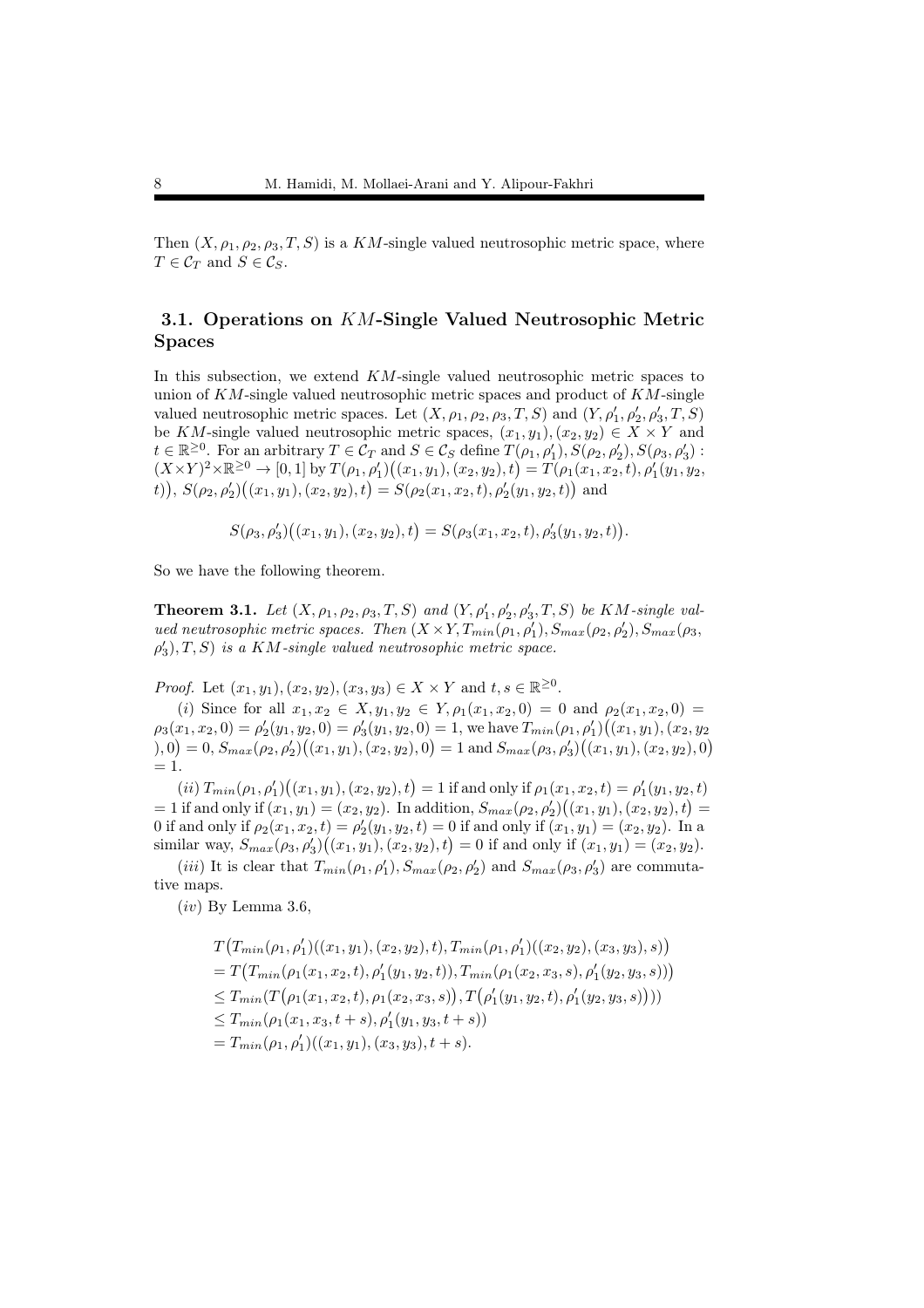Then $(X, \rho_1, \rho_2, \rho_3, T, S)$ is a $KM$-single valued neutrosophic metric space, where $T \in \mathcal{C}_T$ and $S \in \mathcal{C}_S$.

## 3.1. Operations on $KM$-Single Valued Neutrosophic Metric Spaces

In this subsection, we extend $KM$-single valued neutrosophic metric spaces to union of $KM$-single valued neutrosophic metric spaces and product of $KM$-single valued neutrosophic metric spaces. Let $(X, \rho_1, \rho_2, \rho_3, T, S)$ and $(Y, \rho'_1, \rho'_2, \rho'_3, T, S)$ be $KM$-single valued neutrosophic metric spaces, $(x_1, y_1), (x_2, y_2) \in X \times Y$ and $t \in \mathbb{R}^{\geq 0}$. For an arbitrary $T \in \mathcal{C}_T$ and $S \in \mathcal{C}_S$ define $T(\rho_1, \rho'_1), S(\rho_2, \rho'_2), S(\rho_3, \rho'_3) : (X \times Y)^2 \times \mathbb{R}^{\geq 0} \to [0, 1]$ by $T(\rho_1, \rho'_1)\big((x_1, y_1), (x_2, y_2), t\big) = T(\rho_1(x_1, x_2, t), \rho'_1(y_1, y_2, t))$, $S(\rho_2, \rho'_2)\big((x_1, y_1), (x_2, y_2), t\big) = S(\rho_2(x_1, x_2, t), \rho'_2(y_1, y_2, t))$ and

$$S(\rho_3, \rho'_3)\big((x_1, y_1), (x_2, y_2), t\big) = S(\rho_3(x_1, x_2, t), \rho'_3(y_1, y_2, t)).$$

So we have the following theorem.

**Theorem 3.1.** *Let $(X, \rho_1, \rho_2, \rho_3, T, S)$ and $(Y, \rho'_1, \rho'_2, \rho'_3, T, S)$ be $KM$-single valued neutrosophic metric spaces. Then $(X \times Y, T_{min}(\rho_1, \rho'_1), S_{max}(\rho_2, \rho'_2), S_{max}(\rho_3, \rho'_3), T, S)$ is a $KM$-single valued neutrosophic metric space.*

*Proof.* Let $(x_1, y_1), (x_2, y_2), (x_3, y_3) \in X \times Y$ and $t, s \in \mathbb{R}^{\geq 0}$.

($i$) Since for all $x_1, x_2 \in X, y_1, y_2 \in Y, \rho_1(x_1, x_2, 0) = 0$ and $\rho_2(x_1, x_2, 0) = \rho_3(x_1, x_2, 0) = \rho'_2(y_1, y_2, 0) = \rho'_3(y_1, y_2, 0) = 1$, we have $T_{min}(\rho_1, \rho'_1)\big((x_1, y_1), (x_2, y_2), 0\big) = 0$, $S_{max}(\rho_2, \rho'_2)\big((x_1, y_1), (x_2, y_2), 0\big) = 1$ and $S_{max}(\rho_3, \rho'_3)\big((x_1, y_1), (x_2, y_2), 0\big) = 1$.

($ii$) $T_{min}(\rho_1, \rho'_1)\big((x_1, y_1), (x_2, y_2), t\big) = 1$ if and only if $\rho_1(x_1, x_2, t) = \rho'_1(y_1, y_2, t) = 1$ if and only if $(x_1, y_1) = (x_2, y_2)$. In addition, $S_{max}(\rho_2, \rho'_2)\big((x_1, y_1), (x_2, y_2), t\big) = 0$ if and only if $\rho_2(x_1, x_2, t) = \rho'_2(y_1, y_2, t) = 0$ if and only if $(x_1, y_1) = (x_2, y_2)$. In a similar way, $S_{max}(\rho_3, \rho'_3)\big((x_1, y_1), (x_2, y_2), t\big) = 0$ if and only if $(x_1, y_1) = (x_2, y_2)$.

($iii$) It is clear that $T_{min}(\rho_1, \rho'_1), S_{max}(\rho_2, \rho'_2)$ and $S_{max}(\rho_3, \rho'_3)$ are commutative maps.

($iv$) By Lemma 3.6,

$$\begin{aligned}
&T\big(T_{min}(\rho_1, \rho'_1)((x_1, y_1), (x_2, y_2), t), T_{min}(\rho_1, \rho'_1)((x_2, y_2), (x_3, y_3), s)\big) \\
&= T\big(T_{min}(\rho_1(x_1, x_2, t), \rho'_1(y_1, y_2, t)), T_{min}(\rho_1(x_2, x_3, s), \rho'_1(y_2, y_3, s))\big) \\
&\leq T_{min}(T\big(\rho_1(x_1, x_2, t), \rho_1(x_2, x_3, s)\big), T\big(\rho'_1(y_1, y_2, t), \rho'_1(y_2, y_3, s)\big))) \\
&\leq T_{min}(\rho_1(x_1, x_3, t + s), \rho'_1(y_1, y_3, t + s)) \\
&= T_{min}(\rho_1, \rho'_1)((x_1, y_1), (x_3, y_3), t + s).
\end{aligned}$$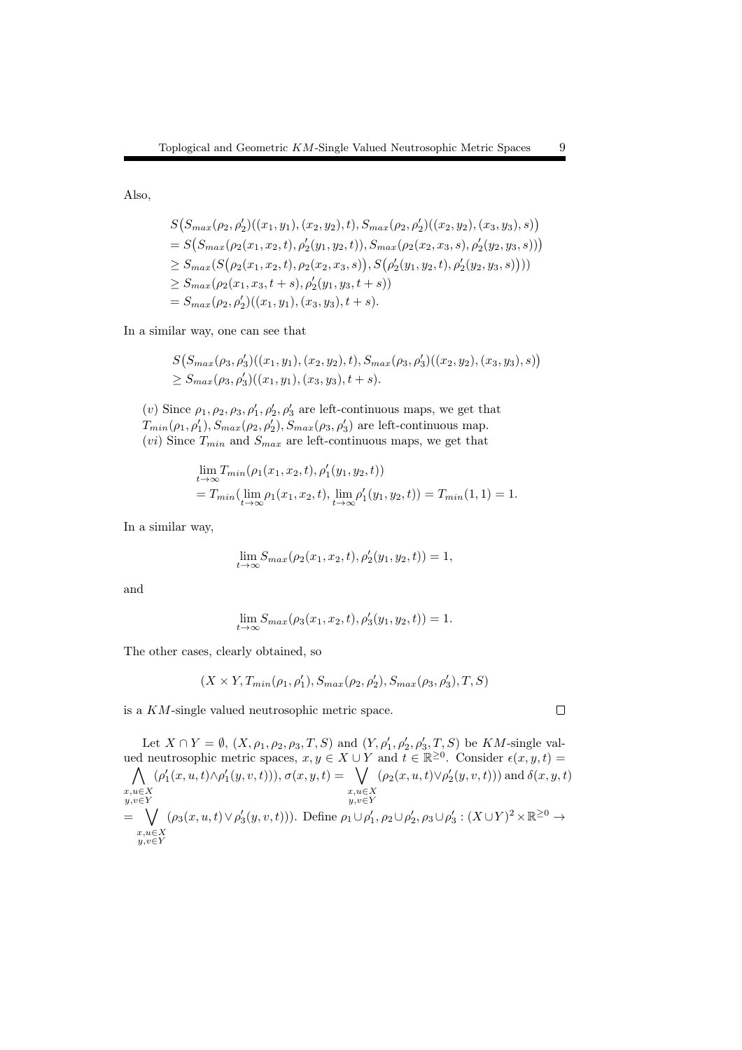Also,

$$
\begin{aligned}
& S\big(S_{max}(\rho_2,\rho_2')((x_1,y_1),(x_2,y_2),t), S_{max}(\rho_2,\rho_2')((x_2,y_2),(x_3,y_3),s)\big)\\
&= S\big(S_{max}(\rho_2(x_1,x_2,t),\rho_2'(y_1,y_2,t)), S_{max}(\rho_2(x_2,x_3,s),\rho_2'(y_2,y_3,s))\big)\\
&\geq S_{max}\big(S\big(\rho_2(x_1,x_2,t),\rho_2(x_2,x_3,s)\big), S\big(\rho_2'(y_1,y_2,t),\rho_2'(y_2,y_3,s)\big)\big)\\
&\geq S_{max}(\rho_2(x_1,x_3,t+s),\rho_2'(y_1,y_3,t+s))\\
&= S_{max}(\rho_2,\rho_2')((x_1,y_1),(x_3,y_3),t+s).
\end{aligned}
$$

In a similar way, one can see that

$$
\begin{aligned}
& S\big(S_{max}(\rho_3,\rho_3')((x_1,y_1),(x_2,y_2),t), S_{max}(\rho_3,\rho_3')((x_2,y_2),(x_3,y_3),s)\big)\\
&\geq S_{max}(\rho_3,\rho_3')((x_1,y_1),(x_3,y_3),t+s).
\end{aligned}
$$

$(v)$ Since $\rho_1,\rho_2,\rho_3,\rho_1',\rho_2',\rho_3'$ are left-continuous maps, we get that $T_{min}(\rho_1,\rho_1'), S_{max}(\rho_2,\rho_2'), S_{max}(\rho_3,\rho_3')$ are left-continuous map.
$(vi)$ Since $T_{min}$ and $S_{max}$ are left-continuous maps, we get that

$$
\begin{aligned}
& \lim_{t\to\infty} T_{min}(\rho_1(x_1,x_2,t),\rho_1'(y_1,y_2,t))\\
&= T_{min}(\lim_{t\to\infty}\rho_1(x_1,x_2,t), \lim_{t\to\infty}\rho_1'(y_1,y_2,t)) = T_{min}(1,1) = 1.
\end{aligned}
$$

In a similar way,

$$
\lim_{t\to\infty} S_{max}(\rho_2(x_1,x_2,t),\rho_2'(y_1,y_2,t)) = 1,
$$

and

$$
\lim_{t\to\infty} S_{max}(\rho_3(x_1,x_2,t),\rho_3'(y_1,y_2,t)) = 1.
$$

The other cases, clearly obtained, so

$$
(X\times Y, T_{min}(\rho_1,\rho_1'), S_{max}(\rho_2,\rho_2'), S_{max}(\rho_3,\rho_3'), T, S)
$$

is a $KM$-single valued neutrosophic metric space. $\square$

Let $X\cap Y=\emptyset$, $(X,\rho_1,\rho_2,\rho_3,T,S)$ and $(Y,\rho_1',\rho_2',\rho_3',T,S)$ be $KM$-single valued neutrosophic metric spaces, $x,y\in X\cup Y$ and $t\in\mathbb{R}^{\geq 0}$. Consider $\epsilon(x,y,t) = \bigwedge_{\substack{x,u\in X\\ y,v\in Y}} (\rho_1'(x,u,t)\wedge\rho_1'(y,v,t)))$, $\sigma(x,y,t) = \bigvee_{\substack{x,u\in X\\ y,v\in Y}} (\rho_2(x,u,t)\vee\rho_2'(y,v,t)))$ and $\delta(x,y,t) = \bigvee_{\substack{x,u\in X\\ y,v\in Y}} (\rho_3(x,u,t)\vee\rho_3'(y,v,t)))$. Define $\rho_1\cup\rho_1', \rho_2\cup\rho_2', \rho_3\cup\rho_3' : (X\cup Y)^2\times\mathbb{R}^{\geq 0}\to$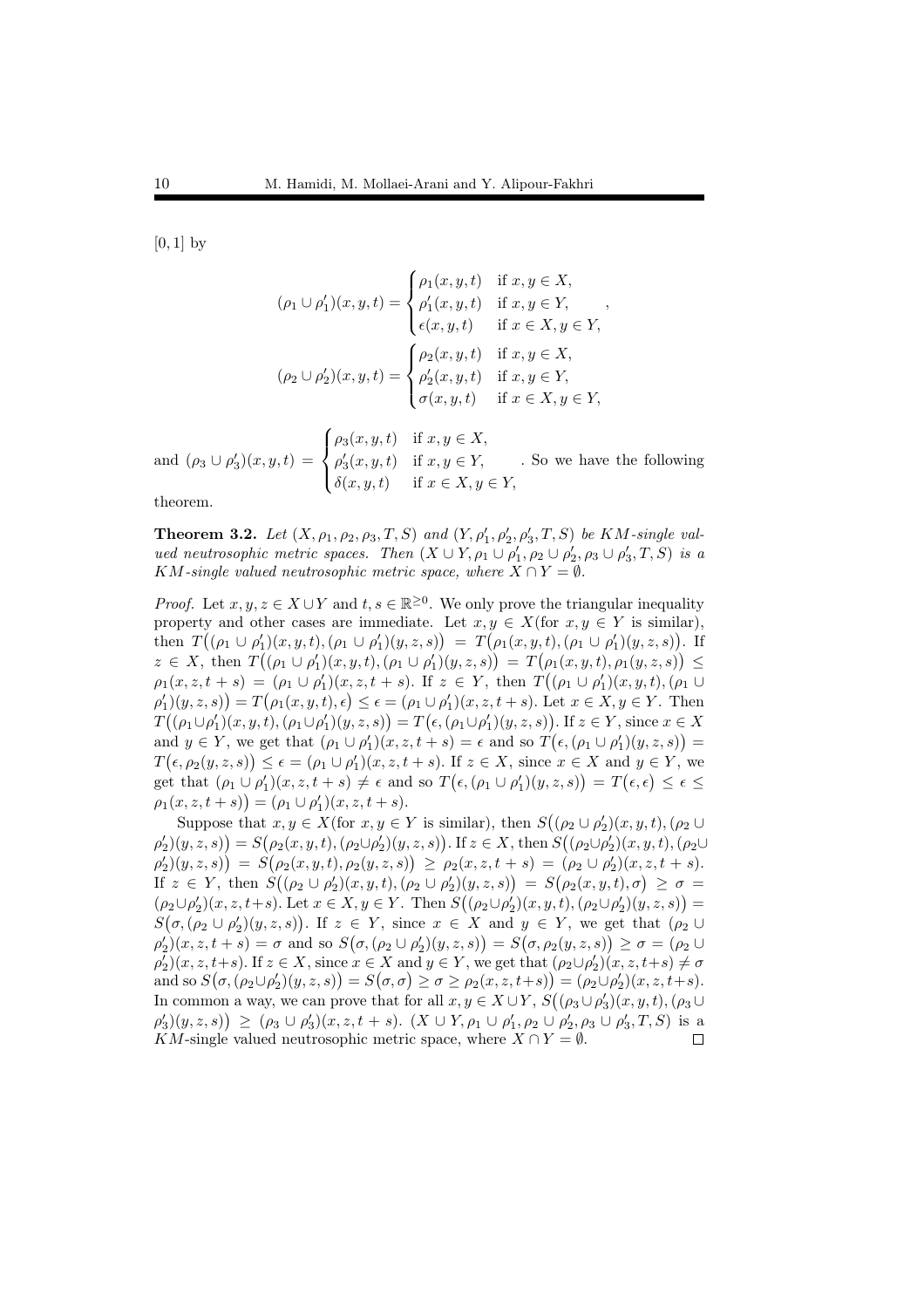$[0,1]$ by

$$(\rho_1 \cup \rho_1')(x,y,t) = \begin{cases} \rho_1(x,y,t) & \text{if } x,y \in X, \\ \rho_1'(x,y,t) & \text{if } x,y \in Y, \\ \epsilon(x,y,t) & \text{if } x \in X, y \in Y, \end{cases},$$

$$(\rho_2 \cup \rho_2')(x,y,t) = \begin{cases} \rho_2(x,y,t) & \text{if } x,y \in X, \\ \rho_2'(x,y,t) & \text{if } x,y \in Y, \\ \sigma(x,y,t) & \text{if } x \in X, y \in Y, \end{cases}$$

and $(\rho_3 \cup \rho_3')(x,y,t) = \begin{cases} \rho_3(x,y,t) & \text{if } x,y \in X, \\ \rho_3'(x,y,t) & \text{if } x,y \in Y, \\ \delta(x,y,t) & \text{if } x \in X, y \in Y, \end{cases}$. So we have the following theorem.

**Theorem 3.2.** *Let $(X, \rho_1, \rho_2, \rho_3, T, S)$ and $(Y, \rho_1', \rho_2', \rho_3', T, S)$ be KM-single valued neutrosophic metric spaces. Then $(X \cup Y, \rho_1 \cup \rho_1', \rho_2 \cup \rho_2', \rho_3 \cup \rho_3', T, S)$ is a KM-single valued neutrosophic metric space, where $X \cap Y = \emptyset$.*

*Proof.* Let $x,y,z \in X \cup Y$ and $t,s \in \mathbb{R}^{\geq 0}$. We only prove the triangular inequality property and other cases are immediate. Let $x,y \in X$(for $x,y \in Y$ is similar), then $T\big((\rho_1 \cup \rho_1')(x,y,t), (\rho_1 \cup \rho_1')(y,z,s)\big) = T\big(\rho_1(x,y,t), (\rho_1 \cup \rho_1')(y,z,s)\big)$. If $z \in X$, then $T\big((\rho_1 \cup \rho_1')(x,y,t), (\rho_1 \cup \rho_1')(y,z,s)\big) = T\big(\rho_1(x,y,t), \rho_1(y,z,s)\big) \leq \rho_1(x,z,t+s) = (\rho_1 \cup \rho_1')(x,z,t+s)$. If $z \in Y$, then $T\big((\rho_1 \cup \rho_1')(x,y,t), (\rho_1 \cup \rho_1')(y,z,s)\big) = T\big(\rho_1(x,y,t), \epsilon\big) \leq \epsilon = (\rho_1 \cup \rho_1')(x,z,t+s)$. Let $x \in X, y \in Y$. Then $T\big((\rho_1 \cup \rho_1')(x,y,t), (\rho_1 \cup \rho_1')(y,z,s)\big) = T\big(\epsilon, (\rho_1 \cup \rho_1')(y,z,s)\big)$. If $z \in Y$, since $x \in X$ and $y \in Y$, we get that $(\rho_1 \cup \rho_1')(x,z,t+s) = \epsilon$ and so $T\big(\epsilon, (\rho_1 \cup \rho_1')(y,z,s)\big) = T\big(\epsilon, \rho_2(y,z,s)\big) \leq \epsilon = (\rho_1 \cup \rho_1')(x,z,t+s)$. If $z \in X$, since $x \in X$ and $y \in Y$, we get that $(\rho_1 \cup \rho_1')(x,z,t+s) \neq \epsilon$ and so $T\big(\epsilon, (\rho_1 \cup \rho_1')(y,z,s)\big) = T\big(\epsilon, \epsilon\big) \leq \epsilon \leq \rho_1(x,z,t+s)\big) = (\rho_1 \cup \rho_1')(x,z,t+s)$.

Suppose that $x,y \in X$(for $x,y \in Y$ is similar), then $S\big((\rho_2 \cup \rho_2')(x,y,t), (\rho_2 \cup \rho_2')(y,z,s)\big) = S\big(\rho_2(x,y,t), (\rho_2 \cup \rho_2')(y,z,s)\big)$. If $z \in X$, then $S\big((\rho_2 \cup \rho_2')(x,y,t), (\rho_2 \cup \rho_2')(y,z,s)\big) = S\big(\rho_2(x,y,t), \rho_2(y,z,s)\big) \geq \rho_2(x,z,t+s) = (\rho_2 \cup \rho_2')(x,z,t+s)$. If $z \in Y$, then $S\big((\rho_2 \cup \rho_2')(x,y,t), (\rho_2 \cup \rho_2')(y,z,s)\big) = S\big(\rho_2(x,y,t), \sigma\big) \geq \sigma = (\rho_2 \cup \rho_2')(x,z,t+s)$. Let $x \in X, y \in Y$. Then $S\big((\rho_2 \cup \rho_2')(x,y,t), (\rho_2 \cup \rho_2')(y,z,s)\big) = S\big(\sigma, (\rho_2 \cup \rho_2')(y,z,s)\big)$. If $z \in Y$, since $x \in X$ and $y \in Y$, we get that $(\rho_2 \cup \rho_2')(x,z,t+s) = \sigma$ and so $S\big(\sigma, (\rho_2 \cup \rho_2')(y,z,s)\big) = S\big(\sigma, \rho_2(y,z,s)\big) \geq \sigma = (\rho_2 \cup \rho_2')(x,z,t+s)$. If $z \in X$, since $x \in X$ and $y \in Y$, we get that $(\rho_2 \cup \rho_2')(x,z,t+s) \neq \sigma$ and so $S\big(\sigma, (\rho_2 \cup \rho_2')(y,z,s)\big) = S\big(\sigma, \sigma\big) \geq \sigma \geq \rho_2(x,z,t+s)\big) = (\rho_2 \cup \rho_2')(x,z,t+s)$. In common a way, we can prove that for all $x,y \in X \cup Y$, $S\big((\rho_3 \cup \rho_3')(x,y,t), (\rho_3 \cup \rho_3')(y,z,s)\big) \geq (\rho_3 \cup \rho_3')(x,z,t+s)$. $(X \cup Y, \rho_1 \cup \rho_1', \rho_2 \cup \rho_2', \rho_3 \cup \rho_3', T, S)$ is a KM-single valued neutrosophic metric space, where $X \cap Y = \emptyset$. $\square$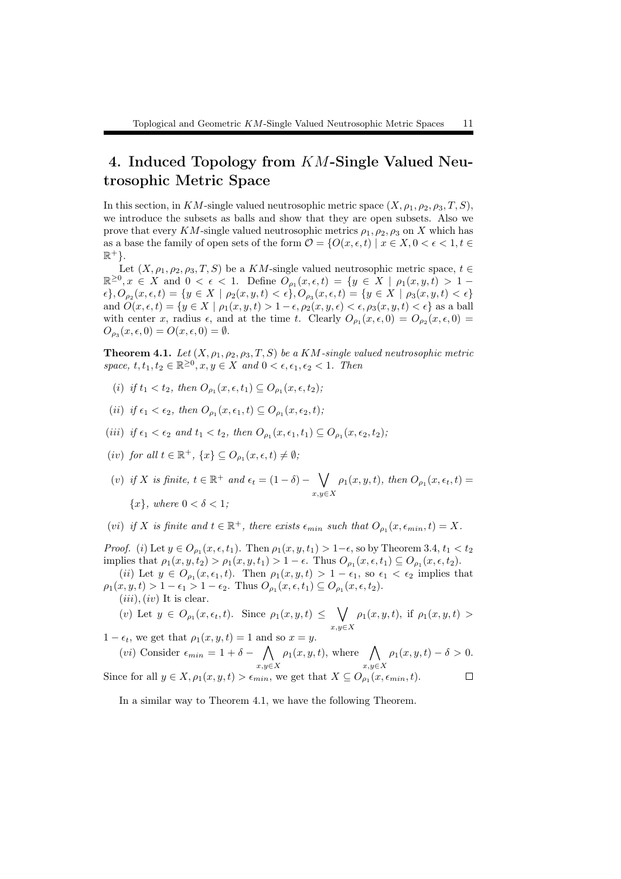## 4. Induced Topology from $KM$-Single Valued Neutrosophic Metric Space

In this section, in $KM$-single valued neutrosophic metric space $(X, \rho_1, \rho_2, \rho_3, T, S)$, we introduce the subsets as balls and show that they are open subsets. Also we prove that every $KM$-single valued neutrosophic metrics $\rho_1, \rho_2, \rho_3$ on $X$ which has as a base the family of open sets of the form $\mathcal{O} = \{O(x, \epsilon, t) \mid x \in X, 0 < \epsilon < 1, t \in \mathbb{R}^+\}$.

Let $(X, \rho_1, \rho_2, \rho_3, T, S)$ be a $KM$-single valued neutrosophic metric space, $t \in \mathbb{R}^{\geq 0}, x \in X$ and $0 < \epsilon < 1$. Define $O_{\rho_1}(x, \epsilon, t) = \{y \in X \mid \rho_1(x, y, t) > 1 - \epsilon\}, O_{\rho_2}(x, \epsilon, t) = \{y \in X \mid \rho_2(x, y, t) < \epsilon\}, O_{\rho_3}(x, \epsilon, t) = \{y \in X \mid \rho_3(x, y, t) < \epsilon\}$ and $O(x, \epsilon, t) = \{y \in X \mid \rho_1(x, y, t) > 1 - \epsilon, \rho_2(x, y, \epsilon) < \epsilon, \rho_3(x, y, t) < \epsilon\}$ as a ball with center $x$, radius $\epsilon$, and at the time $t$. Clearly $O_{\rho_1}(x, \epsilon, 0) = O_{\rho_2}(x, \epsilon, 0) = O_{\rho_3}(x, \epsilon, 0) = O(x, \epsilon, 0) = \emptyset$.

**Theorem 4.1.** *Let $(X, \rho_1, \rho_2, \rho_3, T, S)$ be a $KM$-single valued neutrosophic metric space, $t, t_1, t_2 \in \mathbb{R}^{\geq 0}, x, y \in X$ and $0 < \epsilon, \epsilon_1, \epsilon_2 < 1$. Then*

- (i) *if $t_1 < t_2$, then $O_{\rho_1}(x, \epsilon, t_1) \subseteq O_{\rho_1}(x, \epsilon, t_2)$;*
- (ii) *if $\epsilon_1 < \epsilon_2$, then $O_{\rho_1}(x, \epsilon_1, t) \subseteq O_{\rho_1}(x, \epsilon_2, t)$;*
- (iii) *if $\epsilon_1 < \epsilon_2$ and $t_1 < t_2$, then $O_{\rho_1}(x, \epsilon_1, t_1) \subseteq O_{\rho_1}(x, \epsilon_2, t_2)$;*
- (iv) *for all $t \in \mathbb{R}^+$, $\{x\} \subseteq O_{\rho_1}(x, \epsilon, t) \neq \emptyset$;*
- (v) *if $X$ is finite, $t \in \mathbb{R}^+$ and $\epsilon_t = (1 - \delta) - \bigvee\limits_{x,y \in X} \rho_1(x, y, t)$, then $O_{\rho_1}(x, \epsilon_t, t) = \{x\}$, where $0 < \delta < 1$;*
- (vi) *if $X$ is finite and $t \in \mathbb{R}^+$, there exists $\epsilon_{min}$ such that $O_{\rho_1}(x, \epsilon_{min}, t) = X$.*

*Proof.* (i) Let $y \in O_{\rho_1}(x, \epsilon, t_1)$. Then $\rho_1(x, y, t_1) > 1 - \epsilon$, so by Theorem 3.4, $t_1 < t_2$ implies that $\rho_1(x, y, t_2) > \rho_1(x, y, t_1) > 1 - \epsilon$. Thus $O_{\rho_1}(x, \epsilon, t_1) \subseteq O_{\rho_1}(x, \epsilon, t_2)$.

(ii) Let $y \in O_{\rho_1}(x, \epsilon_1, t)$. Then $\rho_1(x, y, t) > 1 - \epsilon_1$, so $\epsilon_1 < \epsilon_2$ implies that $\rho_1(x, y, t) > 1 - \epsilon_1 > 1 - \epsilon_2$. Thus $O_{\rho_1}(x, \epsilon, t_1) \subseteq O_{\rho_1}(x, \epsilon, t_2)$.

(iii), (iv) It is clear.

(v) Let $y \in O_{\rho_1}(x, \epsilon_t, t)$. Since $\rho_1(x, y, t) \leq \bigvee\limits_{x,y \in X} \rho_1(x, y, t)$, if $\rho_1(x, y, t) > 1 - \epsilon_t$, we get that $\rho_1(x, y, t) = 1$ and so $x = y$.

(vi) Consider $\epsilon_{min} = 1 + \delta - \bigwedge\limits_{x,y \in X} \rho_1(x, y, t)$, where $\bigwedge\limits_{x,y \in X} \rho_1(x, y, t) - \delta > 0$. Since for all $y \in X, \rho_1(x, y, t) > \epsilon_{min}$, we get that $X \subseteq O_{\rho_1}(x, \epsilon_{min}, t)$. $\square$

In a similar way to Theorem 4.1, we have the following Theorem.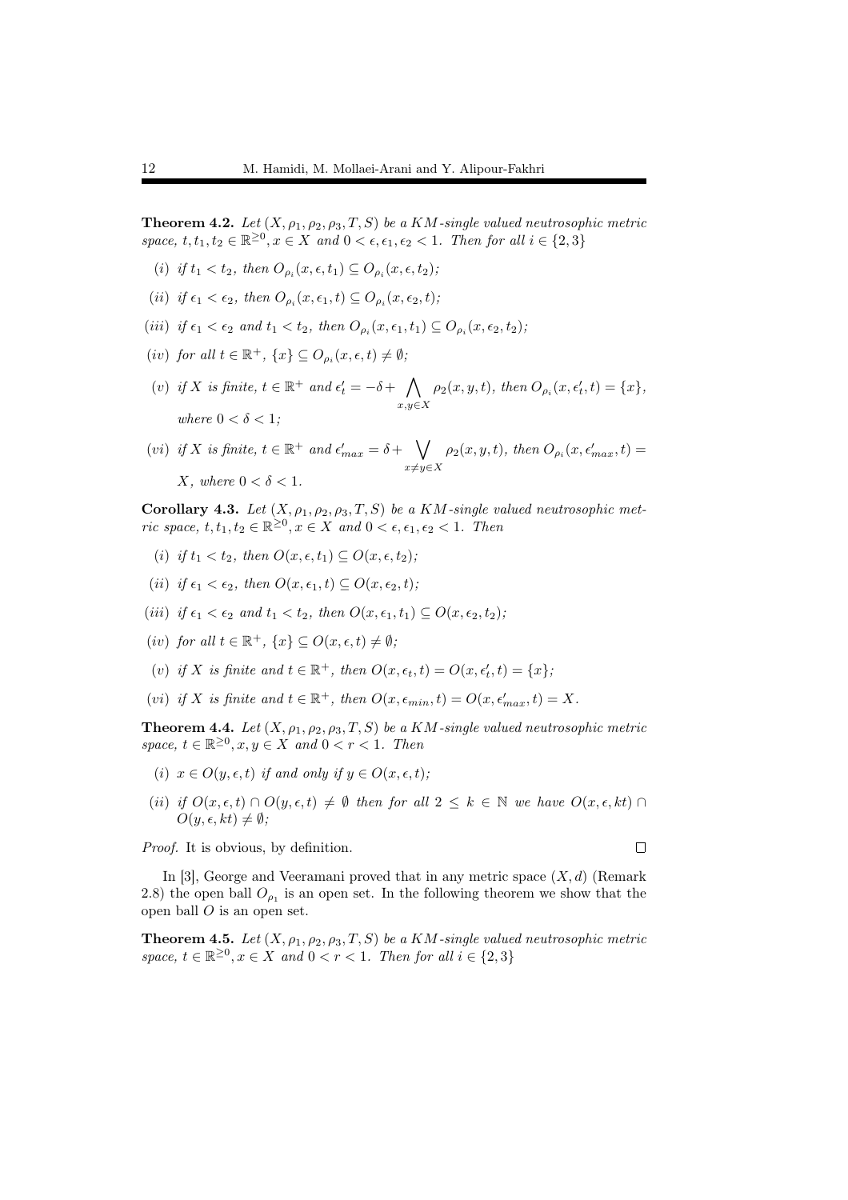**Theorem 4.2.** *Let $(X, \rho_1, \rho_2, \rho_3, T, S)$ be a KM-single valued neutrosophic metric space, $t, t_1, t_2 \in \mathbb{R}^{\geq 0}, x \in X$ and $0 < \epsilon, \epsilon_1, \epsilon_2 < 1$. Then for all $i \in \{2, 3\}$*

(*i*) *if $t_1 < t_2$, then $O_{\rho_i}(x, \epsilon, t_1) \subseteq O_{\rho_i}(x, \epsilon, t_2)$;*

(*ii*) *if $\epsilon_1 < \epsilon_2$, then $O_{\rho_i}(x, \epsilon_1, t) \subseteq O_{\rho_i}(x, \epsilon_2, t)$;*

(*iii*) *if $\epsilon_1 < \epsilon_2$ and $t_1 < t_2$, then $O_{\rho_i}(x, \epsilon_1, t_1) \subseteq O_{\rho_i}(x, \epsilon_2, t_2)$;*

(*iv*) *for all $t \in \mathbb{R}^+$, $\{x\} \subseteq O_{\rho_i}(x, \epsilon, t) \neq \emptyset$;*

(*v*) *if $X$ is finite, $t \in \mathbb{R}^+$ and $\epsilon'_t = -\delta + \bigwedge\limits_{x,y \in X} \rho_2(x, y, t)$, then $O_{\rho_i}(x, \epsilon'_t, t) = \{x\}$, where $0 < \delta < 1$;*

(*vi*) *if $X$ is finite, $t \in \mathbb{R}^+$ and $\epsilon'_{max} = \delta + \bigvee\limits_{x \neq y \in X} \rho_2(x, y, t)$, then $O_{\rho_i}(x, \epsilon'_{max}, t) = X$, where $0 < \delta < 1$.*

**Corollary 4.3.** *Let $(X, \rho_1, \rho_2, \rho_3, T, S)$ be a KM-single valued neutrosophic metric space, $t, t_1, t_2 \in \mathbb{R}^{\geq 0}, x \in X$ and $0 < \epsilon, \epsilon_1, \epsilon_2 < 1$. Then*

(*i*) *if $t_1 < t_2$, then $O(x, \epsilon, t_1) \subseteq O(x, \epsilon, t_2)$;*

(*ii*) *if $\epsilon_1 < \epsilon_2$, then $O(x, \epsilon_1, t) \subseteq O(x, \epsilon_2, t)$;*

(*iii*) *if $\epsilon_1 < \epsilon_2$ and $t_1 < t_2$, then $O(x, \epsilon_1, t_1) \subseteq O(x, \epsilon_2, t_2)$;*

(*iv*) *for all $t \in \mathbb{R}^+$, $\{x\} \subseteq O(x, \epsilon, t) \neq \emptyset$;*

(*v*) *if $X$ is finite and $t \in \mathbb{R}^+$, then $O(x, \epsilon_t, t) = O(x, \epsilon'_t, t) = \{x\}$;*

(*vi*) *if $X$ is finite and $t \in \mathbb{R}^+$, then $O(x, \epsilon_{min}, t) = O(x, \epsilon'_{max}, t) = X$.*

**Theorem 4.4.** *Let $(X, \rho_1, \rho_2, \rho_3, T, S)$ be a KM-single valued neutrosophic metric space, $t \in \mathbb{R}^{\geq 0}, x, y \in X$ and $0 < r < 1$. Then*

(*i*) *$x \in O(y, \epsilon, t)$ if and only if $y \in O(x, \epsilon, t)$;*

(*ii*) *if $O(x, \epsilon, t) \cap O(y, \epsilon, t) \neq \emptyset$ then for all $2 \leq k \in \mathbb{N}$ we have $O(x, \epsilon, kt) \cap O(y, \epsilon, kt) \neq \emptyset$;*

*Proof.* It is obvious, by definition. □

In [3], George and Veeramani proved that in any metric space $(X, d)$ (Remark 2.8) the open ball $O_{\rho_1}$ is an open set. In the following theorem we show that the open ball $O$ is an open set.

**Theorem 4.5.** *Let $(X, \rho_1, \rho_2, \rho_3, T, S)$ be a KM-single valued neutrosophic metric space, $t \in \mathbb{R}^{\geq 0}, x \in X$ and $0 < r < 1$. Then for all $i \in \{2, 3\}$*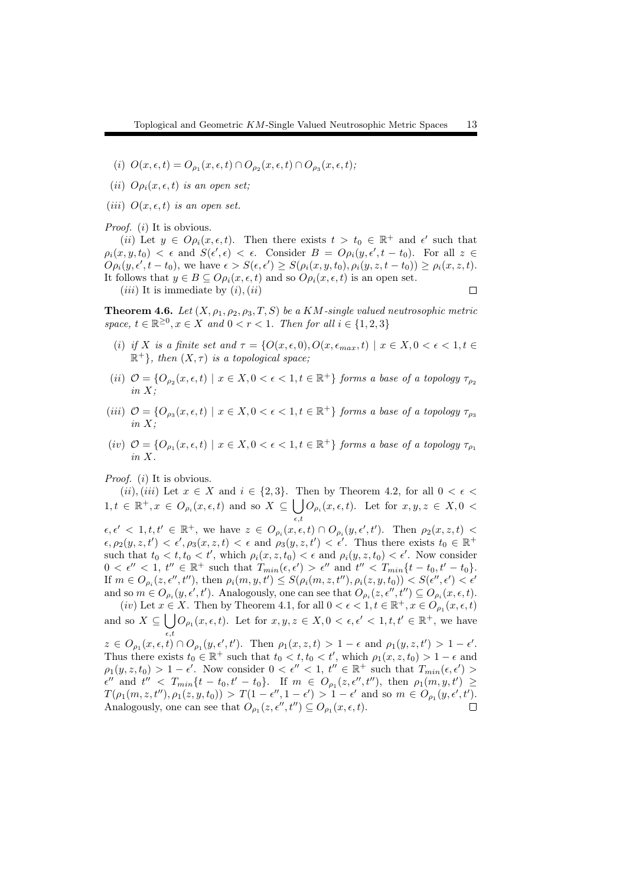(i) $O(x, \epsilon, t) = O_{\rho_1}(x, \epsilon, t) \cap O_{\rho_2}(x, \epsilon, t) \cap O_{\rho_3}(x, \epsilon, t)$;

(ii) $O\rho_i(x, \epsilon, t)$ *is an open set;*

(iii) $O(x, \epsilon, t)$ *is an open set.*

*Proof.* (i) It is obvious.

(ii) Let $y \in O\rho_i(x, \epsilon, t)$. Then there exists $t > t_0 \in \mathbb{R}^+$ and $\epsilon'$ such that $\rho_i(x, y, t_0) < \epsilon$ and $S(\epsilon', \epsilon) < \epsilon$. Consider $B = O\rho_i(y, \epsilon', t - t_0)$. For all $z \in O\rho_i(y, \epsilon', t - t_0)$, we have $\epsilon > S(\epsilon, \epsilon') \geq S(\rho_i(x, y, t_0), \rho_i(y, z, t - t_0)) \geq \rho_i(x, z, t)$. It follows that $y \in B \subseteq O\rho_i(x, \epsilon, t)$ and so $O\rho_i(x, \epsilon, t)$ is an open set.

(iii) It is immediate by (i), (ii) $\square$

**Theorem 4.6.** *Let $(X, \rho_1, \rho_2, \rho_3, T, S)$ be a KM-single valued neutrosophic metric space, $t \in \mathbb{R}^{\geq 0}, x \in X$ and $0 < r < 1$. Then for all $i \in \{1, 2, 3\}$*

(i) *if $X$ is a finite set and $\tau = \{O(x, \epsilon, 0), O(x, \epsilon_{max}, t) \mid x \in X, 0 < \epsilon < 1, t \in \mathbb{R}^+\}$, then $(X, \tau)$ is a topological space;*

(ii) *$\mathcal{O} = \{O_{\rho_2}(x, \epsilon, t) \mid x \in X, 0 < \epsilon < 1, t \in \mathbb{R}^+\}$ forms a base of a topology $\tau_{\rho_2}$ in $X$;*

(iii) *$\mathcal{O} = \{O_{\rho_3}(x, \epsilon, t) \mid x \in X, 0 < \epsilon < 1, t \in \mathbb{R}^+\}$ forms a base of a topology $\tau_{\rho_3}$ in $X$;*

(iv) *$\mathcal{O} = \{O_{\rho_1}(x, \epsilon, t) \mid x \in X, 0 < \epsilon < 1, t \in \mathbb{R}^+\}$ forms a base of a topology $\tau_{\rho_1}$ in $X$.*

*Proof.* (i) It is obvious.

(ii), (iii) Let $x \in X$ and $i \in \{2, 3\}$. Then by Theorem 4.2, for all $0 < \epsilon < 1, t \in \mathbb{R}^+, x \in O_{\rho_i}(x, \epsilon, t)$ and so $X \subseteq \bigcup_{\epsilon, t} O_{\rho_i}(x, \epsilon, t)$. Let for $x, y, z \in X, 0 < \epsilon, \epsilon' < 1, t, t' \in \mathbb{R}^+$, we have $z \in O_{\rho_i}(x, \epsilon, t) \cap O_{\rho_i}(y, \epsilon', t')$. Then $\rho_2(x, z, t) < \epsilon, \rho_2(y, z, t') < \epsilon', \rho_3(x, z, t) < \epsilon$ and $\rho_3(y, z, t') < \epsilon'$. Thus there exists $t_0 \in \mathbb{R}^+$ such that $t_0 < t, t_0 < t'$, which $\rho_i(x, z, t_0) < \epsilon$ and $\rho_i(y, z, t_0) < \epsilon'$. Now consider $0 < \epsilon'' < 1$, $t'' \in \mathbb{R}^+$ such that $T_{min}(\epsilon, \epsilon') > \epsilon''$ and $t'' < T_{min}\{t - t_0, t' - t_0\}$. If $m \in O_{\rho_i}(z, \epsilon'', t'')$, then $\rho_i(m, y, t') \leq S(\rho_i(m, z, t''), \rho_i(z, y, t_0)) < S(\epsilon'', \epsilon') < \epsilon'$ and so $m \in O_{\rho_i}(y, \epsilon', t')$. Analogously, one can see that $O_{\rho_i}(z, \epsilon'', t'') \subseteq O_{\rho_i}(x, \epsilon, t)$.

(iv) Let $x \in X$. Then by Theorem 4.1, for all $0 < \epsilon < 1, t \in \mathbb{R}^+, x \in O_{\rho_1}(x, \epsilon, t)$ and so $X \subseteq \bigcup_{\epsilon, t} O_{\rho_1}(x, \epsilon, t)$. Let for $x, y, z \in X, 0 < \epsilon, \epsilon' < 1, t, t' \in \mathbb{R}^+$, we have $z \in O_{\rho_1}(x, \epsilon, t) \cap O_{\rho_1}(y, \epsilon', t')$. Then $\rho_1(x, z, t) > 1 - \epsilon$ and $\rho_1(y, z, t') > 1 - \epsilon'$. Thus there exists $t_0 \in \mathbb{R}^+$ such that $t_0 < t, t_0 < t'$, which $\rho_1(x, z, t_0) > 1 - \epsilon$ and $\rho_1(y, z, t_0) > 1 - \epsilon'$. Now consider $0 < \epsilon'' < 1$, $t'' \in \mathbb{R}^+$ such that $T_{min}(\epsilon, \epsilon') > \epsilon''$ and $t'' < T_{min}\{t - t_0, t' - t_0\}$. If $m \in O_{\rho_1}(z, \epsilon'', t'')$, then $\rho_1(m, y, t') \geq T(\rho_1(m, z, t''), \rho_1(z, y, t_0)) > T(1 - \epsilon'', 1 - \epsilon') > 1 - \epsilon'$ and so $m \in O_{\rho_1}(y, \epsilon', t')$. Analogously, one can see that $O_{\rho_1}(z, \epsilon'', t'') \subseteq O_{\rho_1}(x, \epsilon, t)$. $\square$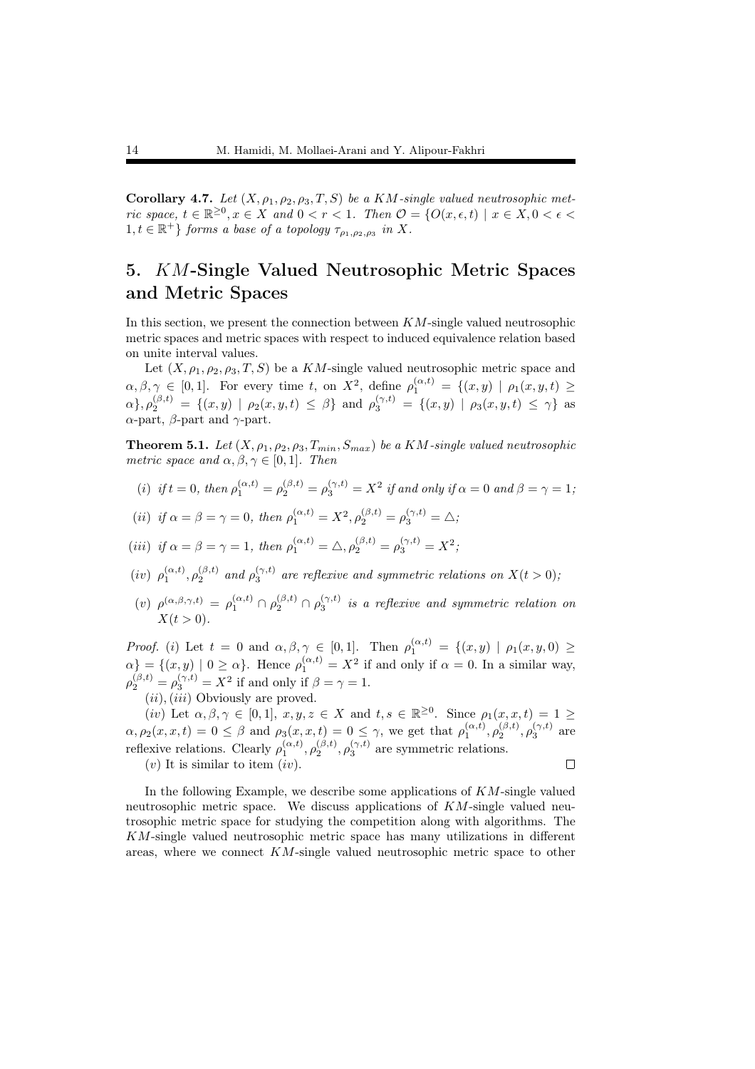**Corollary 4.7.** *Let $(X, \rho_1, \rho_2, \rho_3, T, S)$ be a KM-single valued neutrosophic metric space, $t \in \mathbb{R}^{\geq 0}, x \in X$ and $0 < r < 1$. Then $\mathcal{O} = \{O(x, \epsilon, t) \mid x \in X, 0 < \epsilon < 1, t \in \mathbb{R}^{+}\}$ forms a base of a topology $\tau_{\rho_1,\rho_2,\rho_3}$ in $X$.*

## 5. $KM$-Single Valued Neutrosophic Metric Spaces and Metric Spaces

In this section, we present the connection between $KM$-single valued neutrosophic metric spaces and metric spaces with respect to induced equivalence relation based on unite interval values.

Let $(X, \rho_1, \rho_2, \rho_3, T, S)$ be a $KM$-single valued neutrosophic metric space and $\alpha, \beta, \gamma \in [0, 1]$. For every time $t$, on $X^2$, define $\rho_1^{(\alpha,t)} = \{(x, y) \mid \rho_1(x, y, t) \geq \alpha\}, \rho_2^{(\beta,t)} = \{(x, y) \mid \rho_2(x, y, t) \leq \beta\}$ and $\rho_3^{(\gamma,t)} = \{(x, y) \mid \rho_3(x, y, t) \leq \gamma\}$ as $\alpha$-part, $\beta$-part and $\gamma$-part.

**Theorem 5.1.** *Let $(X, \rho_1, \rho_2, \rho_3, T_{min}, S_{max})$ be a KM-single valued neutrosophic metric space and $\alpha, \beta, \gamma \in [0, 1]$. Then*

(*i*) *if $t = 0$, then $\rho_1^{(\alpha,t)} = \rho_2^{(\beta,t)} = \rho_3^{(\gamma,t)} = X^2$ if and only if $\alpha = 0$ and $\beta = \gamma = 1$;*

(*ii*) *if $\alpha = \beta = \gamma = 0$, then $\rho_1^{(\alpha,t)} = X^2, \rho_2^{(\beta,t)} = \rho_3^{(\gamma,t)} = \triangle$;*

(*iii*) *if $\alpha = \beta = \gamma = 1$, then $\rho_1^{(\alpha,t)} = \triangle, \rho_2^{(\beta,t)} = \rho_3^{(\gamma,t)} = X^2$;*

(*iv*) *$\rho_1^{(\alpha,t)}, \rho_2^{(\beta,t)}$ and $\rho_3^{(\gamma,t)}$ are reflexive and symmetric relations on $X(t > 0)$;*

(*v*) *$\rho^{(\alpha,\beta,\gamma,t)} = \rho_1^{(\alpha,t)} \cap \rho_2^{(\beta,t)} \cap \rho_3^{(\gamma,t)}$ is a reflexive and symmetric relation on $X(t > 0)$.*

*Proof.* (*i*) Let $t = 0$ and $\alpha, \beta, \gamma \in [0, 1]$. Then $\rho_1^{(\alpha,t)} = \{(x, y) \mid \rho_1(x, y, 0) \geq \alpha\} = \{(x, y) \mid 0 \geq \alpha\}$. Hence $\rho_1^{(\alpha,t)} = X^2$ if and only if $\alpha = 0$. In a similar way, $\rho_2^{(\beta,t)} = \rho_3^{(\gamma,t)} = X^2$ if and only if $\beta = \gamma = 1$.

(*ii*), (*iii*) Obviously are proved.

(*iv*) Let $\alpha, \beta, \gamma \in [0, 1]$, $x, y, z \in X$ and $t, s \in \mathbb{R}^{\geq 0}$. Since $\rho_1(x, x, t) = 1 \geq \alpha, \rho_2(x, x, t) = 0 \leq \beta$ and $\rho_3(x, x, t) = 0 \leq \gamma$, we get that $\rho_1^{(\alpha,t)}, \rho_2^{(\beta,t)}, \rho_3^{(\gamma,t)}$ are reflexive relations. Clearly $\rho_1^{(\alpha,t)}, \rho_2^{(\beta,t)}, \rho_3^{(\gamma,t)}$ are symmetric relations.

(*v*) It is similar to item (*iv*). □

In the following Example, we describe some applications of $KM$-single valued neutrosophic metric space. We discuss applications of $KM$-single valued neutrosophic metric space for studying the competition along with algorithms. The $KM$-single valued neutrosophic metric space has many utilizations in different areas, where we connect $KM$-single valued neutrosophic metric space to other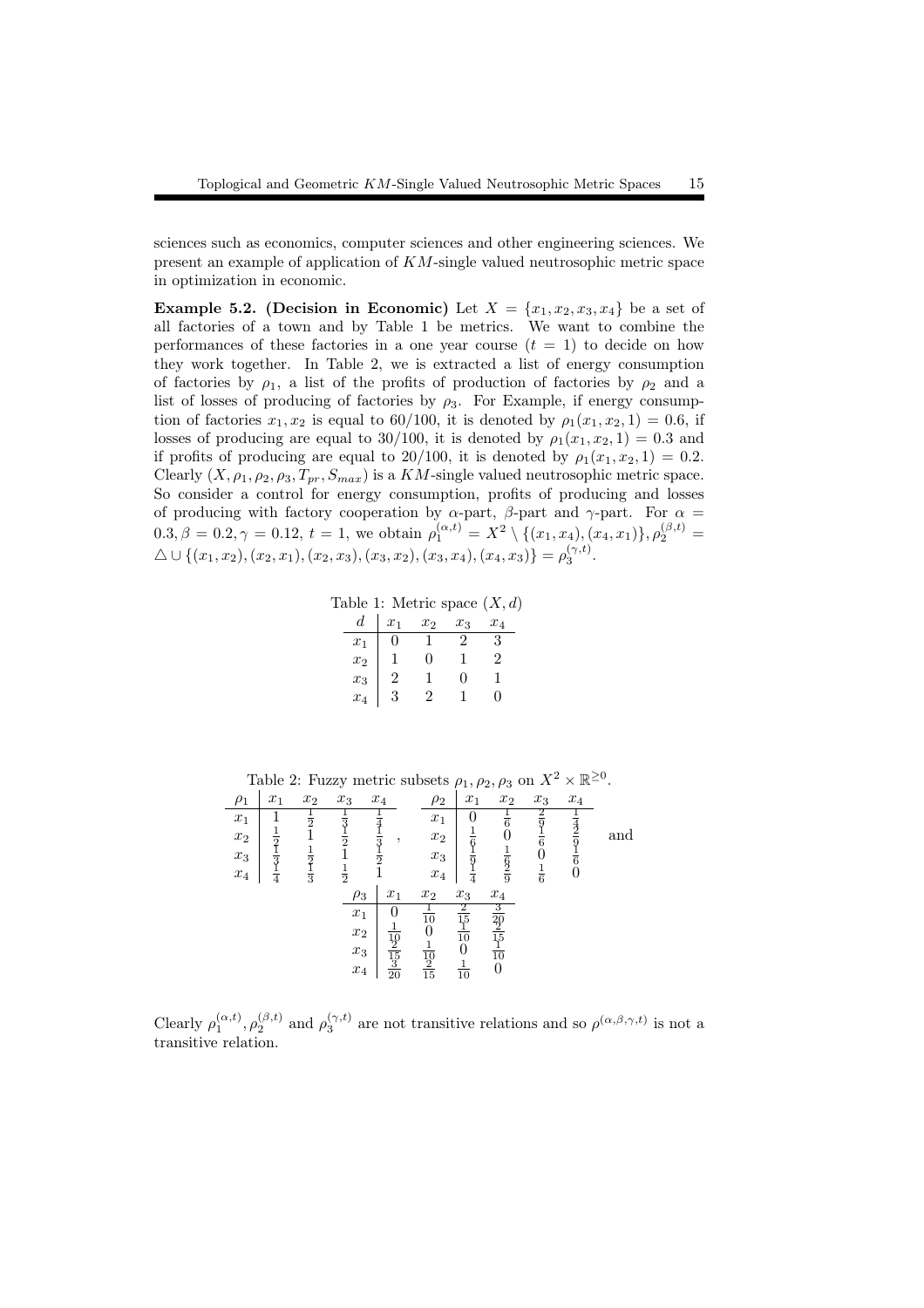sciences such as economics, computer sciences and other engineering sciences. We present an example of application of $KM$-single valued neutrosophic metric space in optimization in economic.

**Example 5.2. (Decision in Economic)** Let $X = \{x_1, x_2, x_3, x_4\}$ be a set of all factories of a town and by Table 1 be metrics. We want to combine the performances of these factories in a one year course ($t = 1$) to decide on how they work together. In Table 2, we is extracted a list of energy consumption of factories by $\rho_1$, a list of the profits of production of factories by $\rho_2$ and a list of losses of producing of factories by $\rho_3$. For Example, if energy consumption of factories $x_1, x_2$ is equal to 60/100, it is denoted by $\rho_1(x_1, x_2, 1) = 0.6$, if losses of producing are equal to 30/100, it is denoted by $\rho_1(x_1, x_2, 1) = 0.3$ and if profits of producing are equal to 20/100, it is denoted by $\rho_1(x_1, x_2, 1) = 0.2$. Clearly $(X, \rho_1, \rho_2, \rho_3, T_{pr}, S_{max})$ is a $KM$-single valued neutrosophic metric space. So consider a control for energy consumption, profits of producing and losses of producing with factory cooperation by $\alpha$-part, $\beta$-part and $\gamma$-part. For $\alpha = 0.3, \beta = 0.2, \gamma = 0.12$, $t = 1$, we obtain $\rho_1^{(\alpha,t)} = X^2 \setminus \{(x_1, x_4), (x_4, x_1)\}, \rho_2^{(\beta,t)} = \triangle \cup \{(x_1, x_2), (x_2, x_1), (x_2, x_3), (x_3, x_2), (x_3, x_4), (x_4, x_3)\} = \rho_3^{(\gamma,t)}$.

Table 1: Metric space $(X, d)$

| $d$ | $x_1$ | $x_2$ | $x_3$ | $x_4$ |
|---|---|---|---|---|
| $x_1$ | 0 | 1 | 2 | 3 |
| $x_2$ | 1 | 0 | 1 | 2 |
| $x_3$ | 2 | 1 | 0 | 1 |
| $x_4$ | 3 | 2 | 1 | 0 |

Table 2: Fuzzy metric subsets $\rho_1, \rho_2, \rho_3$ on $X^2 \times \mathbb{R}^{\geq 0}$.

| $\rho_1$ | $x_1$ | $x_2$ | $x_3$ | $x_4$ |
|---|---|---|---|---|
| $x_1$ | 1 | $\frac{1}{2}$ | $\frac{1}{3}$ | $\frac{1}{4}$ |
| $x_2$ | $\frac{1}{2}$ | 1 | $\frac{1}{2}$ | $\frac{1}{3}$ |
| $x_3$ | $\frac{1}{3}$ | $\frac{1}{2}$ | 1 | $\frac{1}{2}$ |
| $x_4$ | $\frac{1}{4}$ | $\frac{1}{3}$ | $\frac{1}{2}$ | 1 |

,

| $\rho_2$ | $x_1$ | $x_2$ | $x_3$ | $x_4$ |
|---|---|---|---|---|
| $x_1$ | 0 | $\frac{1}{6}$ | $\frac{2}{9}$ | $\frac{1}{4}$ |
| $x_2$ | $\frac{1}{6}$ | 0 | $\frac{1}{6}$ | $\frac{2}{9}$ |
| $x_3$ | $\frac{1}{9}$ | $\frac{1}{6}$ | 0 | $\frac{1}{6}$ |
| $x_4$ | $\frac{1}{4}$ | $\frac{2}{9}$ | $\frac{1}{6}$ | 0 |

and

| $\rho_3$ | $x_1$ | $x_2$ | $x_3$ | $x_4$ |
|---|---|---|---|---|
| $x_1$ | 0 | $\frac{1}{10}$ | $\frac{2}{15}$ | $\frac{3}{20}$ |
| $x_2$ | $\frac{1}{10}$ | 0 | $\frac{1}{10}$ | $\frac{2}{15}$ |
| $x_3$ | $\frac{2}{15}$ | $\frac{1}{10}$ | 0 | $\frac{1}{10}$ |
| $x_4$ | $\frac{3}{20}$ | $\frac{2}{15}$ | $\frac{1}{10}$ | 0 |

Clearly $\rho_1^{(\alpha,t)}, \rho_2^{(\beta,t)}$ and $\rho_3^{(\gamma,t)}$ are not transitive relations and so $\rho^{(\alpha,\beta,\gamma,t)}$ is not a transitive relation.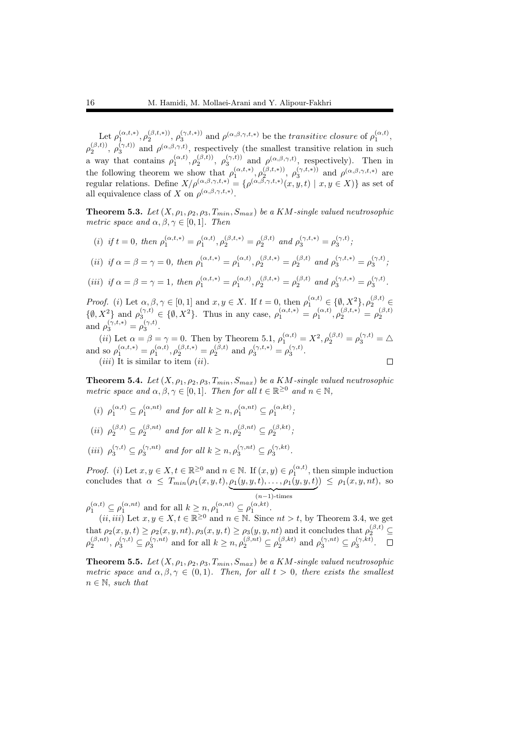Let $\rho_1^{(\alpha,t,*)}, \rho_2^{(\beta,t,*))}, \rho_3^{(\gamma,t,*))}$ and $\rho^{(\alpha,\beta,\gamma,t,*)}$ be the *transitive closure* of $\rho_1^{(\alpha,t)}$, $\rho_2^{(\beta,t))}$, $\rho_3^{(\gamma,t))}$ and $\rho^{(\alpha,\beta,\gamma,t)}$, respectively (the smallest transitive relation in such a way that contains $\rho_1^{(\alpha,t)}, \rho_2^{(\beta,t))}$, $\rho_3^{(\gamma,t))}$ and $\rho^{(\alpha,\beta,\gamma,t)}$, respectively). Then in the following theorem we show that $\rho_1^{(\alpha,t,*)}, \rho_2^{(\beta,t,*))}$, $\rho_3^{(\gamma,t,*))}$ and $\rho^{(\alpha,\beta,\gamma,t,*)}$ are regular relations. Define $X/\rho^{(\alpha,\beta,\gamma,t,*)} = \{\rho^{(\alpha,\beta,\gamma,t,*)}(x,y,t) \mid x,y \in X)\}$ as set of all equivalence class of $X$ on $\rho^{(\alpha,\beta,\gamma,t,*)}$.

**Theorem 5.3.** *Let $(X, \rho_1, \rho_2, \rho_3, T_{min}, S_{max})$ be a KM-single valued neutrosophic metric space and $\alpha, \beta, \gamma \in [0,1]$. Then*

(i) *if $t = 0$, then $\rho_1^{(\alpha,t,*)} = \rho_1^{(\alpha,t)}, \rho_2^{(\beta,t,*)} = \rho_2^{(\beta,t)}$ and $\rho_3^{(\gamma,t,*)} = \rho_3^{(\gamma,t)}$;*

(ii) *if $\alpha = \beta = \gamma = 0$, then $\rho_1^{(\alpha,t,*)} = \rho_1^{(\alpha,t)}, \rho_2^{(\beta,t,*)} = \rho_2^{(\beta,t)}$ and $\rho_3^{(\gamma,t,*)} = \rho_3^{(\gamma,t)}$;*

(iii) *if $\alpha = \beta = \gamma = 1$, then $\rho_1^{(\alpha,t,*)} = \rho_1^{(\alpha,t)}, \rho_2^{(\beta,t,*)} = \rho_2^{(\beta,t)}$ and $\rho_3^{(\gamma,t,*)} = \rho_3^{(\gamma,t)}$.*

*Proof.* (i) Let $\alpha, \beta, \gamma \in [0,1]$ and $x, y \in X$. If $t = 0$, then $\rho_1^{(\alpha,t)} \in \{\emptyset, X^2\}, \rho_2^{(\beta,t)} \in \{\emptyset, X^2\}$ and $\rho_3^{(\gamma,t)} \in \{\emptyset, X^2\}$. Thus in any case, $\rho_1^{(\alpha,t,*)} = \rho_1^{(\alpha,t)}, \rho_2^{(\beta,t,*)} = \rho_2^{(\beta,t)}$ and $\rho_3^{(\gamma,t,*)} = \rho_3^{(\gamma,t)}$.

(ii) Let $\alpha = \beta = \gamma = 0$. Then by Theorem 5.1, $\rho_1^{(\alpha,t)} = X^2, \rho_2^{(\beta,t)} = \rho_3^{(\gamma,t)} = \triangle$ and so $\rho_1^{(\alpha,t,*)} = \rho_1^{(\alpha,t)}, \rho_2^{(\beta,t,*)} = \rho_2^{(\beta,t)}$ and $\rho_3^{(\gamma,t,*)} = \rho_3^{(\gamma,t)}$.

(iii) It is similar to item (ii). $\square$

**Theorem 5.4.** *Let $(X, \rho_1, \rho_2, \rho_3, T_{min}, S_{max})$ be a KM-single valued neutrosophic metric space and $\alpha, \beta, \gamma \in [0,1]$. Then for all $t \in \mathbb{R}^{\geq 0}$ and $n \in \mathbb{N}$,*

(i) *$\rho_1^{(\alpha,t)} \subseteq \rho_1^{(\alpha,nt)}$ and for all $k \geq n, \rho_1^{(\alpha,nt)} \subseteq \rho_1^{(\alpha,kt)}$;*

(ii) *$\rho_2^{(\beta,t)} \subseteq \rho_2^{(\beta,nt)}$ and for all $k \geq n, \rho_2^{(\beta,nt)} \subseteq \rho_2^{(\beta,kt)}$;*

(iii) *$\rho_3^{(\gamma,t)} \subseteq \rho_3^{(\gamma,nt)}$ and for all $k \geq n, \rho_3^{(\gamma,nt)} \subseteq \rho_3^{(\gamma,kt)}$.*

*Proof.* (i) Let $x, y \in X, t \in \mathbb{R}^{\geq 0}$ and $n \in \mathbb{N}$. If $(x,y) \in \rho_1^{(\alpha,t)}$, then simple induction concludes that $\alpha \leq T_{min}(\rho_1(x,y,t), \underbrace{\rho_1(y,y,t), \ldots, \rho_1(y,y,t)}_{(n-1)\text{-times}}) \leq \rho_1(x,y,nt)$, so $\rho_1^{(\alpha,t)} \subseteq \rho_1^{(\alpha,nt)}$ and for all $k \geq n, \rho_1^{(\alpha,nt)} \subseteq \rho_1^{(\alpha,kt)}$.

(ii, iii) Let $x, y \in X, t \in \mathbb{R}^{\geq 0}$ and $n \in \mathbb{N}$. Since $nt > t$, by Theorem 3.4, we get that $\rho_2(x,y,t) \geq \rho_2(x,y,nt), \rho_3(x,y,t) \geq \rho_3(y,y,nt)$ and it concludes that $\rho_2^{(\beta,t)} \subseteq \rho_2^{(\beta,nt)}$, $\rho_3^{(\gamma,t)} \subseteq \rho_3^{(\gamma,nt)}$ and for all $k \geq n, \rho_2^{(\beta,nt)} \subseteq \rho_2^{(\beta,kt)}$ and $\rho_3^{(\gamma,nt)} \subseteq \rho_3^{(\gamma,kt)}$. $\square$

**Theorem 5.5.** *Let $(X, \rho_1, \rho_2, \rho_3, T_{min}, S_{max})$ be a KM-single valued neutrosophic metric space and $\alpha, \beta, \gamma \in (0,1)$. Then, for all $t > 0$, there exists the smallest $n \in \mathbb{N}$, such that*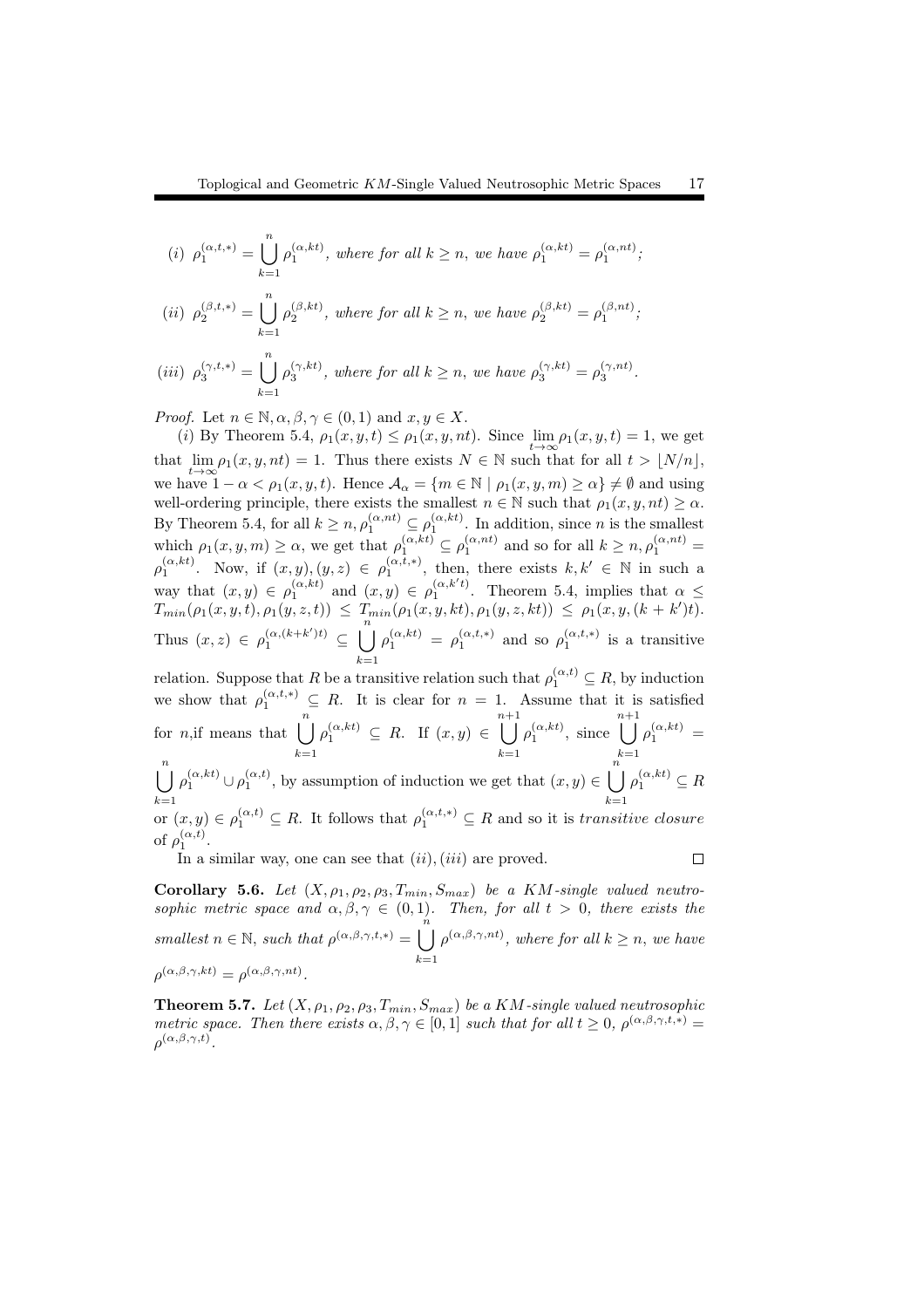(i) $\rho_1^{(\alpha,t,*)} = \bigcup_{k=1}^{n} \rho_1^{(\alpha,kt)}$, *where for all* $k \geq n$, *we have* $\rho_1^{(\alpha,kt)} = \rho_1^{(\alpha,nt)}$;

(ii) $\rho_2^{(\beta,t,*)} = \bigcup_{k=1}^{n} \rho_2^{(\beta,kt)}$, *where for all* $k \geq n$, *we have* $\rho_2^{(\beta,kt)} = \rho_1^{(\beta,nt)}$;

(iii) $\rho_3^{(\gamma,t,*)} = \bigcup_{k=1}^{n} \rho_3^{(\gamma,kt)}$, *where for all* $k \geq n$, *we have* $\rho_3^{(\gamma,kt)} = \rho_3^{(\gamma,nt)}$.

*Proof.* Let $n \in \mathbb{N}, \alpha, \beta, \gamma \in (0,1)$ and $x, y \in X$.

$(i)$ By Theorem 5.4, $\rho_1(x,y,t) \leq \rho_1(x,y,nt)$. Since $\lim_{t\to\infty} \rho_1(x,y,t) = 1$, we get that $\lim_{t\to\infty} \rho_1(x,y,nt) = 1$. Thus there exists $N \in \mathbb{N}$ such that for all $t > \lfloor N/n \rfloor$, we have $1 - \alpha < \rho_1(x,y,t)$. Hence $\mathcal{A}_\alpha = \{m \in \mathbb{N} \mid \rho_1(x,y,m) \geq \alpha\} \neq \emptyset$ and using well-ordering principle, there exists the smallest $n \in \mathbb{N}$ such that $\rho_1(x,y,nt) \geq \alpha$. By Theorem 5.4, for all $k \geq n, \rho_1^{(\alpha,nt)} \subseteq \rho_1^{(\alpha,kt)}$. In addition, since $n$ is the smallest which $\rho_1(x,y,m) \geq \alpha$, we get that $\rho_1^{(\alpha,kt)} \subseteq \rho_1^{(\alpha,nt)}$ and so for all $k \geq n, \rho_1^{(\alpha,nt)} = \rho_1^{(\alpha,kt)}$. Now, if $(x,y),(y,z) \in \rho_1^{(\alpha,t,*)}$, then, there exists $k, k' \in \mathbb{N}$ in such a way that $(x,y) \in \rho_1^{(\alpha,kt)}$ and $(x,y) \in \rho_1^{(\alpha,k't)}$. Theorem 5.4, implies that $\alpha \leq T_{min}(\rho_1(x,y,t), \rho_1(y,z,t)) \leq T_{min}(\rho_1(x,y,kt), \rho_1(y,z,kt)) \leq \rho_1(x,y,(k+k')t)$. Thus $(x,z) \in \rho_1^{(\alpha,(k+k')t)} \subseteq \bigcup_{k=1}^{n} \rho_1^{(\alpha,kt)} = \rho_1^{(\alpha,t,*)}$ and so $\rho_1^{(\alpha,t,*)}$ is a transitive relation. Suppose that $R$ be a transitive relation such that $\rho_1^{(\alpha,t)} \subseteq R$, by induction we show that $\rho_1^{(\alpha,t,*)} \subseteq R$. It is clear for $n = 1$. Assume that it is satisfied for $n$,if means that $\bigcup_{k=1}^{n} \rho_1^{(\alpha,kt)} \subseteq R$. If $(x,y) \in \bigcup_{k=1}^{n+1} \rho_1^{(\alpha,kt)}$, since $\bigcup_{k=1}^{n+1} \rho_1^{(\alpha,kt)} = \bigcup_{k=1}^{n} \rho_1^{(\alpha,kt)} \cup \rho_1^{(\alpha,t)}$, by assumption of induction we get that $(x,y) \in \bigcup_{k=1}^{n} \rho_1^{(\alpha,kt)} \subseteq R$ or $(x,y) \in \rho_1^{(\alpha,t)} \subseteq R$. It follows that $\rho_1^{(\alpha,t,*)} \subseteq R$ and so it is *transitive closure* of $\rho_1^{(\alpha,t)}$.

In a similar way, one can see that $(ii), (iii)$ are proved. $\square$

**Corollary 5.6.** *Let* $(X, \rho_1, \rho_2, \rho_3, T_{min}, S_{max})$ *be a* $KM$*-single valued neutrosophic metric space and* $\alpha, \beta, \gamma \in (0,1)$. *Then, for all* $t > 0$, *there exists the smallest* $n \in \mathbb{N}$, *such that* $\rho^{(\alpha,\beta,\gamma,t,*)} = \bigcup_{k=1}^{n} \rho^{(\alpha,\beta,\gamma,nt)}$, *where for all* $k \geq n$, *we have* $\rho^{(\alpha,\beta,\gamma,kt)} = \rho^{(\alpha,\beta,\gamma,nt)}$.

**Theorem 5.7.** *Let* $(X, \rho_1, \rho_2, \rho_3, T_{min}, S_{max})$ *be a* $KM$*-single valued neutrosophic metric space. Then there exists* $\alpha, \beta, \gamma \in [0,1]$ *such that for all* $t \geq 0$, $\rho^{(\alpha,\beta,\gamma,t,*)} = \rho^{(\alpha,\beta,\gamma,t)}$.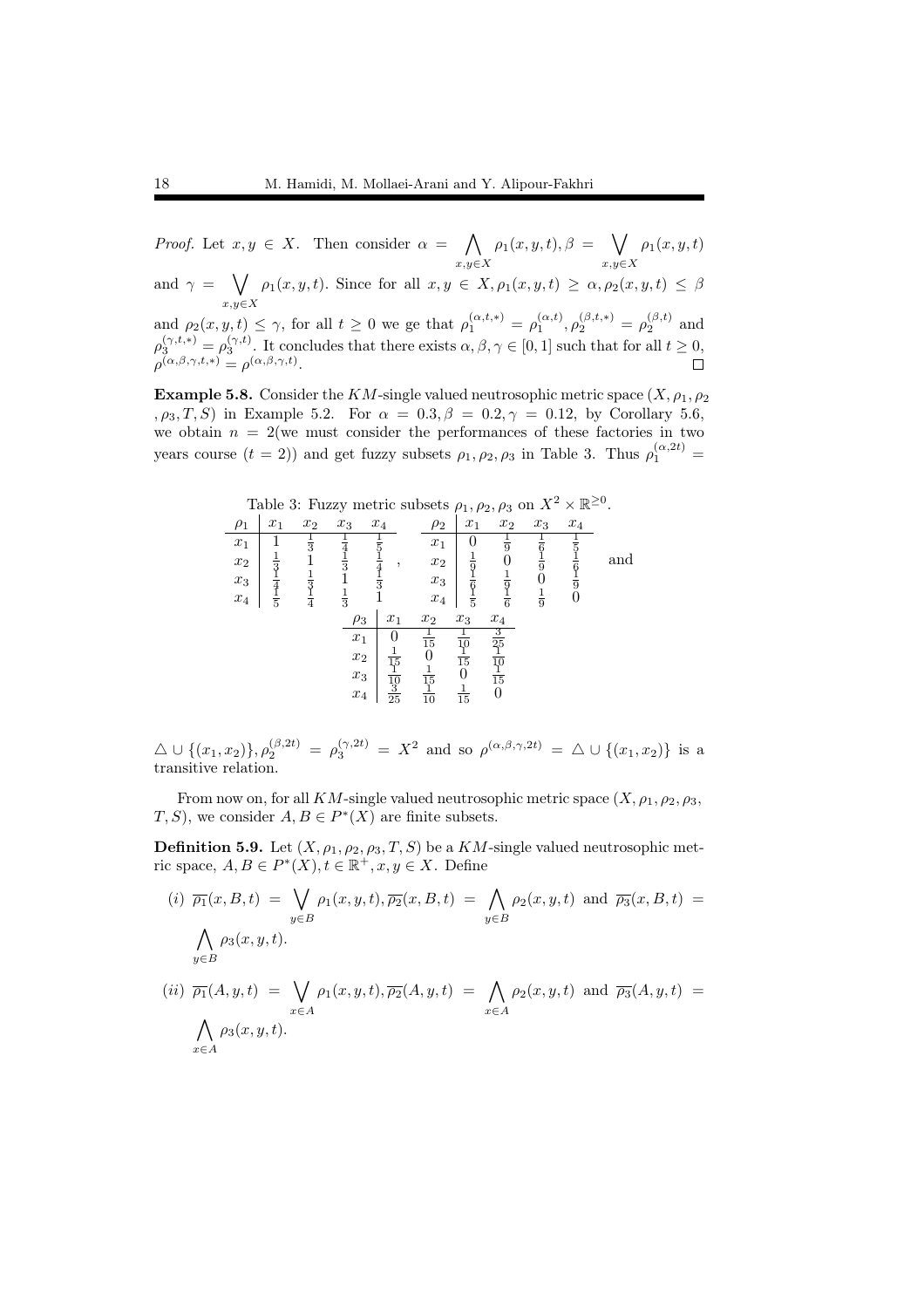*Proof.* Let $x, y \in X$. Then consider $\alpha = \bigwedge\limits_{x,y \in X} \rho_1(x, y, t), \beta = \bigvee\limits_{x,y \in X} \rho_1(x, y, t)$ and $\gamma = \bigvee\limits_{x,y \in X} \rho_1(x, y, t)$. Since for all $x, y \in X, \rho_1(x, y, t) \geq \alpha, \rho_2(x, y, t) \leq \beta$ and $\rho_2(x, y, t) \leq \gamma$, for all $t \geq 0$ we ge that $\rho_1^{(\alpha,t,*)} = \rho_1^{(\alpha,t)}, \rho_2^{(\beta,t,*)} = \rho_2^{(\beta,t)}$ and $\rho_3^{(\gamma,t,*)} = \rho_3^{(\gamma,t)}$. It concludes that there exists $\alpha, \beta, \gamma \in [0, 1]$ such that for all $t \geq 0$, $\rho^{(\alpha,\beta,\gamma,t,*)} = \rho^{(\alpha,\beta,\gamma,t)}$. □

**Example 5.8.** Consider the $KM$-single valued neutrosophic metric space $(X, \rho_1, \rho_2, \rho_3, T, S)$ in Example 5.2. For $\alpha = 0.3, \beta = 0.2, \gamma = 0.12$, by Corollary 5.6, we obtain $n = 2$(we must consider the performances of these factories in two years course $(t = 2)$) and get fuzzy subsets $\rho_1, \rho_2, \rho_3$ in Table 3. Thus $\rho_1^{(\alpha,2t)} =$

Table 3: Fuzzy metric subsets $\rho_1, \rho_2, \rho_3$ on $X^2 \times \mathbb{R}^{\geq 0}$.

| $\rho_1$ | $x_1$ | $x_2$ | $x_3$ | $x_4$ |
|---|---|---|---|---|
| $x_1$ | $1$ | $\frac{1}{3}$ | $\frac{1}{4}$ | $\frac{1}{5}$ |
| $x_2$ | $\frac{1}{3}$ | $1$ | $\frac{1}{3}$ | $\frac{1}{4}$ |
| $x_3$ | $\frac{1}{4}$ | $\frac{1}{3}$ | $1$ | $\frac{1}{3}$ |
| $x_4$ | $\frac{1}{5}$ | $\frac{1}{4}$ | $\frac{1}{3}$ | $1$ |

,

| $\rho_2$ | $x_1$ | $x_2$ | $x_3$ | $x_4$ |
|---|---|---|---|---|
| $x_1$ | $0$ | $\frac{1}{9}$ | $\frac{1}{6}$ | $\frac{1}{5}$ |
| $x_2$ | $\frac{1}{9}$ | $0$ | $\frac{1}{9}$ | $\frac{1}{6}$ |
| $x_3$ | $\frac{1}{6}$ | $\frac{1}{9}$ | $0$ | $\frac{1}{9}$ |
| $x_4$ | $\frac{1}{5}$ | $\frac{1}{6}$ | $\frac{1}{9}$ | $0$ |

and

| $\rho_3$ | $x_1$ | $x_2$ | $x_3$ | $x_4$ |
|---|---|---|---|---|
| $x_1$ | $0$ | $\frac{1}{15}$ | $\frac{1}{10}$ | $\frac{3}{25}$ |
| $x_2$ | $\frac{1}{15}$ | $0$ | $\frac{1}{15}$ | $\frac{1}{10}$ |
| $x_3$ | $\frac{1}{10}$ | $\frac{1}{15}$ | $0$ | $\frac{1}{15}$ |
| $x_4$ | $\frac{3}{25}$ | $\frac{1}{10}$ | $\frac{1}{15}$ | $0$ |

$\triangle \cup \{(x_1, x_2)\}, \rho_2^{(\beta,2t)} = \rho_3^{(\gamma,2t)} = X^2$ and so $\rho^{(\alpha,\beta,\gamma,2t)} = \triangle \cup \{(x_1, x_2)\}$ is a transitive relation.

From now on, for all $KM$-single valued neutrosophic metric space $(X, \rho_1, \rho_2, \rho_3, T, S)$, we consider $A, B \in P^*(X)$ are finite subsets.

**Definition 5.9.** Let $(X, \rho_1, \rho_2, \rho_3, T, S)$ be a $KM$-single valued neutrosophic metric space, $A, B \in P^*(X), t \in \mathbb{R}^+, x, y \in X$. Define

(i) $\overline{\rho_1}(x, B, t) = \bigvee\limits_{y \in B} \rho_1(x, y, t), \overline{\rho_2}(x, B, t) = \bigwedge\limits_{y \in B} \rho_2(x, y, t)$ and $\overline{\rho_3}(x, B, t) = \bigwedge\limits_{y \in B} \rho_3(x, y, t)$.

(ii) $\overline{\rho_1}(A, y, t) = \bigvee\limits_{x \in A} \rho_1(x, y, t), \overline{\rho_2}(A, y, t) = \bigwedge\limits_{x \in A} \rho_2(x, y, t)$ and $\overline{\rho_3}(A, y, t) = \bigwedge\limits_{x \in A} \rho_3(x, y, t)$.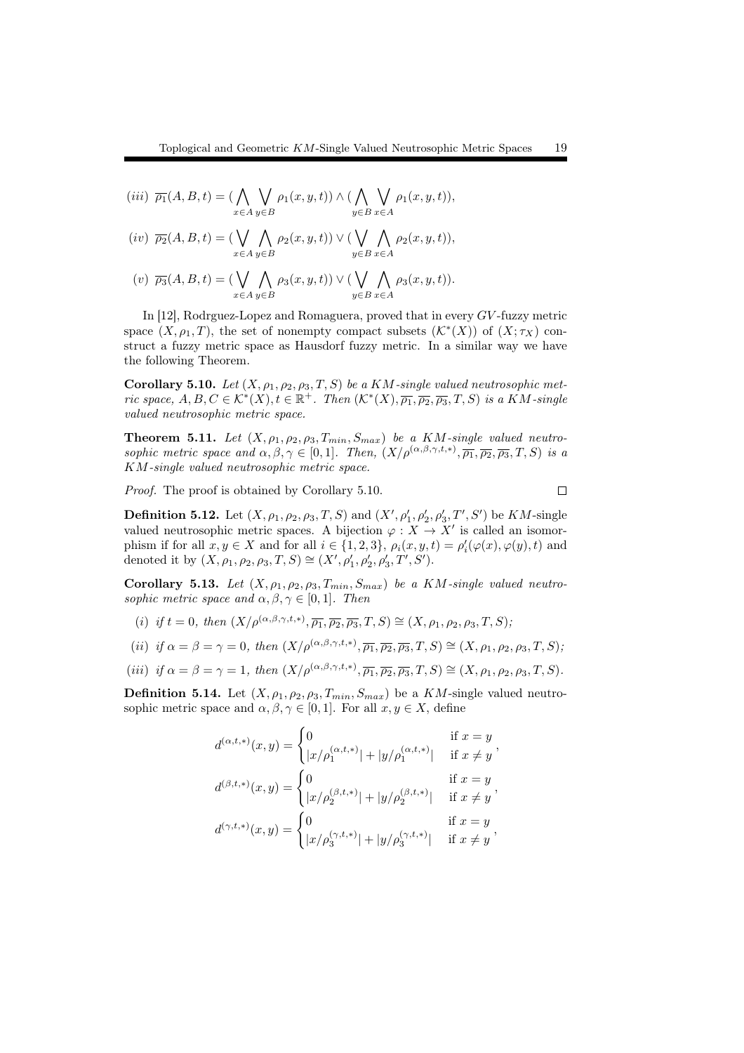(iii) $\overline{\rho_1}(A, B, t) = (\bigwedge_{x\in A} \bigvee_{y\in B} \rho_1(x, y, t)) \wedge (\bigwedge_{y\in B} \bigvee_{x\in A} \rho_1(x, y, t))$,

(iv) $\overline{\rho_2}(A, B, t) = (\bigvee_{x\in A} \bigwedge_{y\in B} \rho_2(x, y, t)) \vee (\bigvee_{y\in B} \bigwedge_{x\in A} \rho_2(x, y, t))$,

(v) $\overline{\rho_3}(A, B, t) = (\bigvee_{x\in A} \bigwedge_{y\in B} \rho_3(x, y, t)) \vee (\bigvee_{y\in B} \bigwedge_{x\in A} \rho_3(x, y, t))$.

In [12], Rodrguez-Lopez and Romaguera, proved that in every $GV$-fuzzy metric space $(X, \rho_1, T)$, the set of nonempty compact subsets $(\mathcal{K}^*(X))$ of $(X; \tau_X)$ construct a fuzzy metric space as Hausdorf fuzzy metric. In a similar way we have the following Theorem.

**Corollary 5.10.** *Let $(X, \rho_1, \rho_2, \rho_3, T, S)$ be a $KM$-single valued neutrosophic metric space, $A, B, C \in \mathcal{K}^*(X), t \in \mathbb{R}^+$. Then $(\mathcal{K}^*(X), \overline{\rho_1}, \overline{\rho_2}, \overline{\rho_3}, T, S)$ is a $KM$-single valued neutrosophic metric space.*

**Theorem 5.11.** *Let $(X, \rho_1, \rho_2, \rho_3, T_{min}, S_{max})$ be a $KM$-single valued neutrosophic metric space and $\alpha, \beta, \gamma \in [0, 1]$. Then, $(X/\rho^{(\alpha,\beta,\gamma,t,*)}, \overline{\rho_1}, \overline{\rho_2}, \overline{\rho_3}, T, S)$ is a $KM$-single valued neutrosophic metric space.*

*Proof.* The proof is obtained by Corollary 5.10. □

**Definition 5.12.** Let $(X, \rho_1, \rho_2, \rho_3, T, S)$ and $(X', \rho_1', \rho_2', \rho_3', T', S')$ be $KM$-single valued neutrosophic metric spaces. A bijection $\varphi : X \to X'$ is called an isomorphism if for all $x, y \in X$ and for all $i \in \{1, 2, 3\}$, $\rho_i(x, y, t) = \rho_i'(\varphi(x), \varphi(y), t)$ and denoted it by $(X, \rho_1, \rho_2, \rho_3, T, S) \cong (X', \rho_1', \rho_2', \rho_3', T', S')$.

**Corollary 5.13.** *Let $(X, \rho_1, \rho_2, \rho_3, T_{min}, S_{max})$ be a $KM$-single valued neutrosophic metric space and $\alpha, \beta, \gamma \in [0, 1]$. Then*

(i) *if $t = 0$, then $(X/\rho^{(\alpha,\beta,\gamma,t,*)}, \overline{\rho_1}, \overline{\rho_2}, \overline{\rho_3}, T, S) \cong (X, \rho_1, \rho_2, \rho_3, T, S)$;*

(ii) *if $\alpha = \beta = \gamma = 0$, then $(X/\rho^{(\alpha,\beta,\gamma,t,*)}, \overline{\rho_1}, \overline{\rho_2}, \overline{\rho_3}, T, S) \cong (X, \rho_1, \rho_2, \rho_3, T, S)$;*

(iii) *if $\alpha = \beta = \gamma = 1$, then $(X/\rho^{(\alpha,\beta,\gamma,t,*)}, \overline{\rho_1}, \overline{\rho_2}, \overline{\rho_3}, T, S) \cong (X, \rho_1, \rho_2, \rho_3, T, S)$.*

**Definition 5.14.** Let $(X, \rho_1, \rho_2, \rho_3, T_{min}, S_{max})$ be a $KM$-single valued neutrosophic metric space and $\alpha, \beta, \gamma \in [0, 1]$. For all $x, y \in X$, define

$$d^{(\alpha,t,*)}(x, y) = \begin{cases} 0 & \text{if } x = y \\ |x/\rho_1^{(\alpha,t,*)}| + |y/\rho_1^{(\alpha,t,*)}| & \text{if } x \neq y \end{cases},$$

$$d^{(\beta,t,*)}(x, y) = \begin{cases} 0 & \text{if } x = y \\ |x/\rho_2^{(\beta,t,*)}| + |y/\rho_2^{(\beta,t,*)}| & \text{if } x \neq y \end{cases},$$

$$d^{(\gamma,t,*)}(x, y) = \begin{cases} 0 & \text{if } x = y \\ |x/\rho_3^{(\gamma,t,*)}| + |y/\rho_3^{(\gamma,t,*)}| & \text{if } x \neq y \end{cases},$$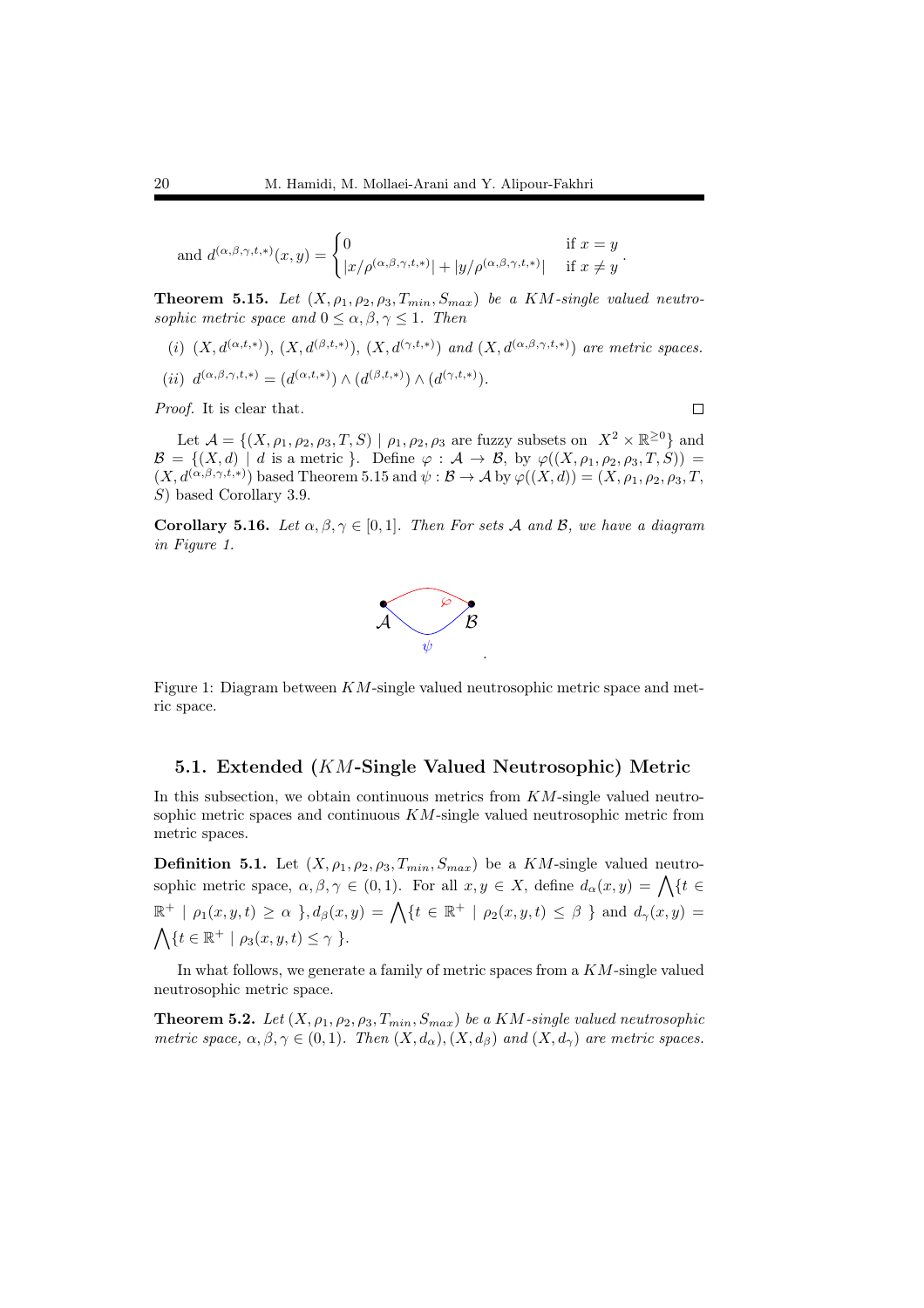and $d^{(\alpha,\beta,\gamma,t,*)}(x,y) = \begin{cases} 0 & \text{if } x = y \\ |x/\rho^{(\alpha,\beta,\gamma,t,*)}| + |y/\rho^{(\alpha,\beta,\gamma,t,*)}| & \text{if } x \neq y \end{cases}$.

**Theorem 5.15.** *Let $(X, \rho_1, \rho_2, \rho_3, T_{min}, S_{max})$ be a KM-single valued neutrosophic metric space and $0 \leq \alpha, \beta, \gamma \leq 1$. Then*

*(i) $(X, d^{(\alpha,t,*)})$, $(X, d^{(\beta,t,*)})$, $(X, d^{(\gamma,t,*)})$ and $(X, d^{(\alpha,\beta,\gamma,t,*)})$ are metric spaces.*

*(ii) $d^{(\alpha,\beta,\gamma,t,*)} = (d^{(\alpha,t,*)}) \wedge (d^{(\beta,t,*)}) \wedge (d^{(\gamma,t,*)})$.*

*Proof.* It is clear that. □

Let $\mathcal{A} = \{(X, \rho_1, \rho_2, \rho_3, T, S) \mid \rho_1, \rho_2, \rho_3$ are fuzzy subsets on $X^2 \times \mathbb{R}^{\geq 0}\}$ and $\mathcal{B} = \{(X, d) \mid d$ is a metric $\}$. Define $\varphi : \mathcal{A} \to \mathcal{B}$, by $\varphi((X, \rho_1, \rho_2, \rho_3, T, S)) = (X, d^{(\alpha,\beta,\gamma,t,*)})$ based Theorem 5.15 and $\psi : \mathcal{B} \to \mathcal{A}$ by $\varphi((X, d)) = (X, \rho_1, \rho_2, \rho_3, T, S)$ based Corollary 3.9.

**Corollary 5.16.** *Let $\alpha, \beta, \gamma \in [0, 1]$. Then For sets $\mathcal{A}$ and $\mathcal{B}$, we have a diagram in Figure 1.*

Figure 1: Diagram between KM-single valued neutrosophic metric space and metric space.

## 5.1. Extended (KM-Single Valued Neutrosophic) Metric

In this subsection, we obtain continuous metrics from KM-single valued neutrosophic metric spaces and continuous KM-single valued neutrosophic metric from metric spaces.

**Definition 5.1.** Let $(X, \rho_1, \rho_2, \rho_3, T_{min}, S_{max})$ be a KM-single valued neutrosophic metric space, $\alpha, \beta, \gamma \in (0, 1)$. For all $x, y \in X$, define $d_\alpha(x, y) = \bigwedge\{t \in \mathbb{R}^+ \mid \rho_1(x, y, t) \geq \alpha \}$, $d_\beta(x, y) = \bigwedge\{t \in \mathbb{R}^+ \mid \rho_2(x, y, t) \leq \beta \}$ and $d_\gamma(x, y) = \bigwedge\{t \in \mathbb{R}^+ \mid \rho_3(x, y, t) \leq \gamma \}$.

In what follows, we generate a family of metric spaces from a KM-single valued neutrosophic metric space.

**Theorem 5.2.** *Let $(X, \rho_1, \rho_2, \rho_3, T_{min}, S_{max})$ be a KM-single valued neutrosophic metric space, $\alpha, \beta, \gamma \in (0, 1)$. Then $(X, d_\alpha)$, $(X, d_\beta)$ and $(X, d_\gamma)$ are metric spaces.*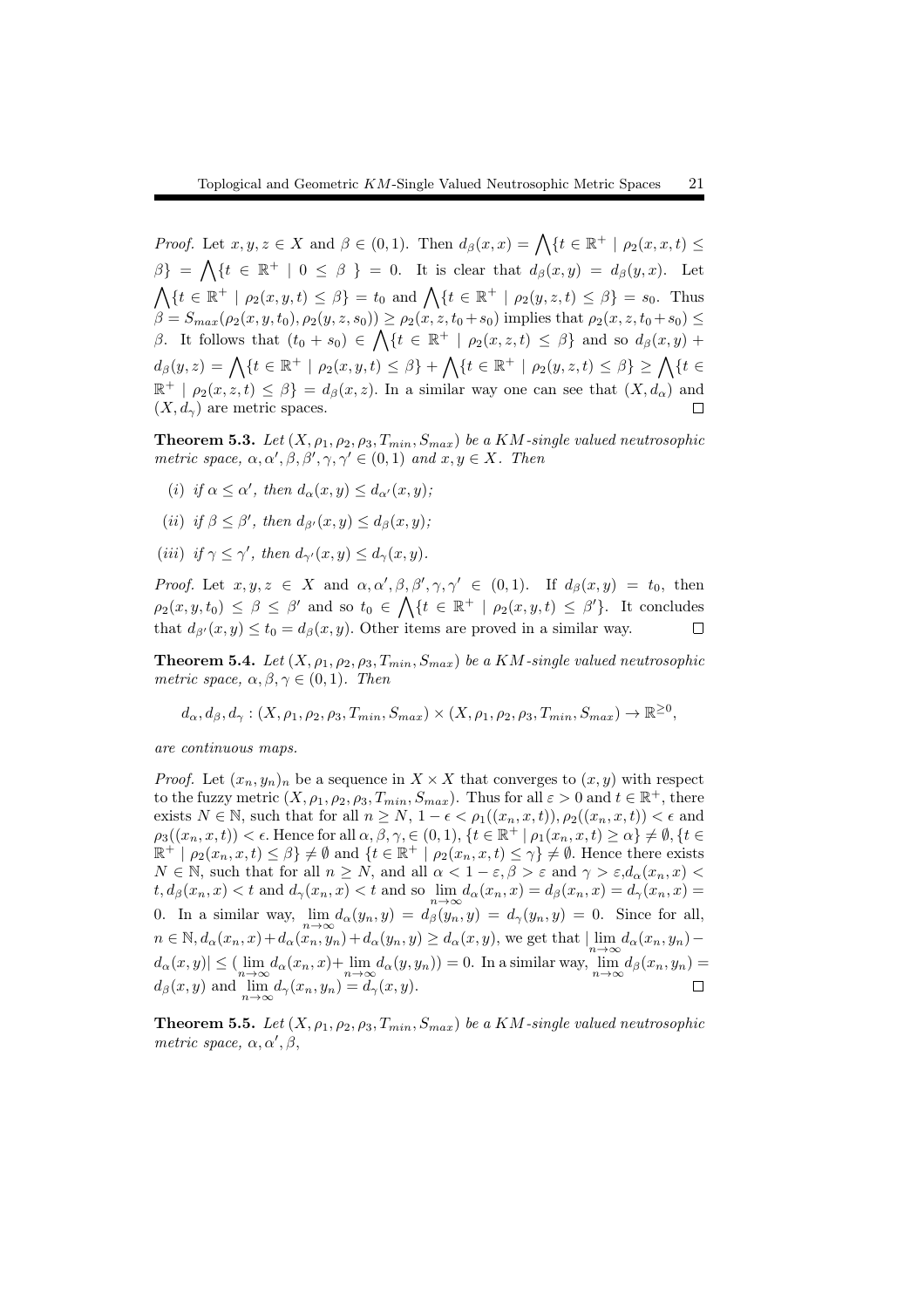*Proof.* Let $x, y, z \in X$ and $\beta \in (0,1)$. Then $d_\beta(x,x) = \bigwedge\{t \in \mathbb{R}^+ \mid \rho_2(x,x,t) \leq \beta\} = \bigwedge\{t \in \mathbb{R}^+ \mid 0 \leq \beta\ \} = 0$. It is clear that $d_\beta(x,y) = d_\beta(y,x)$. Let $\bigwedge\{t \in \mathbb{R}^+ \mid \rho_2(x,y,t) \leq \beta\} = t_0$ and $\bigwedge\{t \in \mathbb{R}^+ \mid \rho_2(y,z,t) \leq \beta\} = s_0$. Thus $\beta = S_{max}(\rho_2(x,y,t_0), \rho_2(y,z,s_0)) \geq \rho_2(x,z,t_0+s_0)$ implies that $\rho_2(x,z,t_0+s_0) \leq \beta$. It follows that $(t_0+s_0) \in \bigwedge\{t \in \mathbb{R}^+ \mid \rho_2(x,z,t) \leq \beta\}$ and so $d_\beta(x,y) + d_\beta(y,z) = \bigwedge\{t \in \mathbb{R}^+ \mid \rho_2(x,y,t) \leq \beta\} + \bigwedge\{t \in \mathbb{R}^+ \mid \rho_2(y,z,t) \leq \beta\} \geq \bigwedge\{t \in \mathbb{R}^+ \mid \rho_2(x,z,t) \leq \beta\} = d_\beta(x,z)$. In a similar way one can see that $(X, d_\alpha)$ and $(X, d_\gamma)$ are metric spaces. $\square$

**Theorem 5.3.** *Let $(X, \rho_1, \rho_2, \rho_3, T_{min}, S_{max})$ be a KM-single valued neutrosophic metric space, $\alpha, \alpha', \beta, \beta', \gamma, \gamma' \in (0,1)$ and $x, y \in X$. Then*

(*i*) *if $\alpha \leq \alpha'$, then $d_\alpha(x,y) \leq d_{\alpha'}(x,y)$;*

(*ii*) *if $\beta \leq \beta'$, then $d_{\beta'}(x,y) \leq d_\beta(x,y)$;*

(*iii*) *if $\gamma \leq \gamma'$, then $d_{\gamma'}(x,y) \leq d_\gamma(x,y)$.*

*Proof.* Let $x, y, z \in X$ and $\alpha, \alpha', \beta, \beta', \gamma, \gamma' \in (0,1)$. If $d_\beta(x,y) = t_0$, then $\rho_2(x,y,t_0) \leq \beta \leq \beta'$ and so $t_0 \in \bigwedge\{t \in \mathbb{R}^+ \mid \rho_2(x,y,t) \leq \beta'\}$. It concludes that $d_{\beta'}(x,y) \leq t_0 = d_\beta(x,y)$. Other items are proved in a similar way. $\square$

**Theorem 5.4.** *Let $(X, \rho_1, \rho_2, \rho_3, T_{min}, S_{max})$ be a KM-single valued neutrosophic metric space, $\alpha, \beta, \gamma \in (0,1)$. Then*

$$d_\alpha, d_\beta, d_\gamma : (X, \rho_1, \rho_2, \rho_3, T_{min}, S_{max}) \times (X, \rho_1, \rho_2, \rho_3, T_{min}, S_{max}) \to \mathbb{R}^{\geq 0},$$

*are continuous maps.*

*Proof.* Let $(x_n, y_n)_n$ be a sequence in $X \times X$ that converges to $(x,y)$ with respect to the fuzzy metric $(X, \rho_1, \rho_2, \rho_3, T_{min}, S_{max})$. Thus for all $\varepsilon > 0$ and $t \in \mathbb{R}^+$, there exists $N \in \mathbb{N}$, such that for all $n \geq N$, $1 - \epsilon < \rho_1((x_n, x, t)), \rho_2((x_n, x, t)) < \epsilon$ and $\rho_3((x_n, x, t)) < \epsilon$. Hence for all $\alpha, \beta, \gamma, \in (0,1)$, $\{t \in \mathbb{R}^+ \mid \rho_1(x_n, x, t) \geq \alpha\} \neq \emptyset, \{t \in \mathbb{R}^+ \mid \rho_2(x_n, x, t) \leq \beta\} \neq \emptyset$ and $\{t \in \mathbb{R}^+ \mid \rho_2(x_n, x, t) \leq \gamma\} \neq \emptyset$. Hence there exists $N \in \mathbb{N}$, such that for all $n \geq N$, and all $\alpha < 1 - \varepsilon, \beta > \varepsilon$ and $\gamma > \varepsilon, d_\alpha(x_n, x) < t, d_\beta(x_n, x) < t$ and $d_\gamma(x_n, x) < t$ and so $\lim\limits_{n\to\infty} d_\alpha(x_n, x) = d_\beta(x_n, x) = d_\gamma(x_n, x) = 0$. In a similar way, $\lim\limits_{n\to\infty} d_\alpha(y_n, y) = d_\beta(y_n, y) = d_\gamma(y_n, y) = 0$. Since for all, $n \in \mathbb{N}, d_\alpha(x_n, x) + d_\alpha(x_n, y_n) + d_\alpha(y_n, y) \geq d_\alpha(x, y)$, we get that $|\lim\limits_{n\to\infty} d_\alpha(x_n, y_n) - d_\alpha(x,y)| \leq (\lim\limits_{n\to\infty} d_\alpha(x_n, x) + \lim\limits_{n\to\infty} d_\alpha(y, y_n)) = 0$. In a similar way, $\lim\limits_{n\to\infty} d_\beta(x_n, y_n) = d_\beta(x,y)$ and $\lim\limits_{n\to\infty} d_\gamma(x_n, y_n) = d_\gamma(x,y)$. $\square$

**Theorem 5.5.** *Let $(X, \rho_1, \rho_2, \rho_3, T_{min}, S_{max})$ be a KM-single valued neutrosophic metric space, $\alpha, \alpha', \beta$,*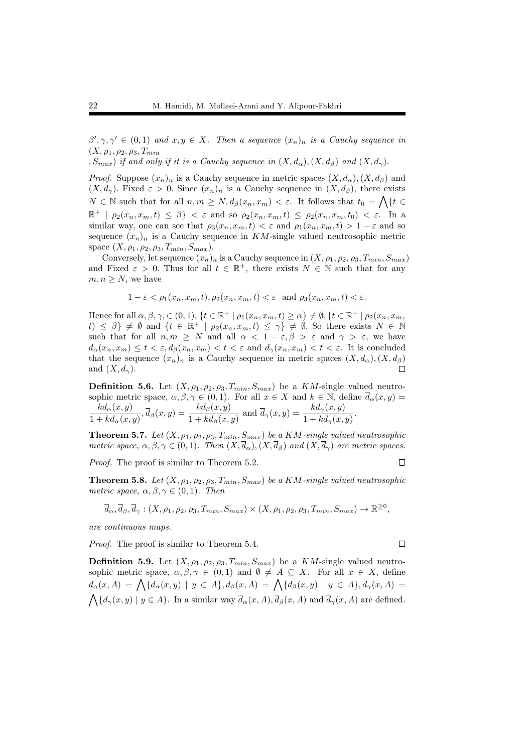*$\beta', \gamma, \gamma' \in (0,1)$ and $x, y \in X$. Then a sequence $(x_n)_n$ is a Cauchy sequence in $(X, \rho_1, \rho_2, \rho_3, T_{min}$*
*$, S_{max})$ if and only if it is a Cauchy sequence in $(X, d_\alpha), (X, d_\beta)$ and $(X, d_\gamma)$.*

*Proof.* Suppose $(x_n)_n$ is a Cauchy sequence in metric spaces $(X, d_\alpha), (X, d_\beta)$ and $(X, d_\gamma)$. Fixed $\varepsilon > 0$. Since $(x_n)_n$ is a Cauchy sequence in $(X, d_\beta)$, there exists $N \in \mathbb{N}$ such that for all $n, m \geq N, d_\beta(x_n, x_m) < \varepsilon$. It follows that $t_0 = \bigwedge\{t \in \mathbb{R}^+ \mid \rho_2(x_n, x_m, t) \leq \beta\} < \varepsilon$ and so $\rho_2(x_n, x_m, t) \leq \rho_2(x_n, x_m, t_0) < \varepsilon$. In a similar way, one can see that $\rho_3(x_n, x_m, t) < \varepsilon$ and $\rho_1(x_n, x_m, t) > 1 - \varepsilon$ and so sequence $(x_n)_n$ is a Cauchy sequence in $KM$-single valued neutrosophic metric space $(X, \rho_1, \rho_2, \rho_3, T_{min}, S_{max})$.

Conversely, let sequence $(x_n)_n$ is a Cauchy sequence in $(X, \rho_1, \rho_2, \rho_3, T_{min}, S_{max})$ and Fixed $\varepsilon > 0$. Thus for all $t \in \mathbb{R}^+$, there exists $N \in \mathbb{N}$ such that for any $m, n \geq N$, we have

$$1 - \varepsilon < \rho_1(x_n, x_m, t), \rho_2(x_n, x_m, t) < \varepsilon \text{ and } \rho_3(x_n, x_m, t) < \varepsilon.$$

Hence for all $\alpha, \beta, \gamma, \in (0,1)$, $\{t \in \mathbb{R}^+ \mid \rho_1(x_n, x_m, t) \geq \alpha\} \neq \emptyset, \{t \in \mathbb{R}^+ \mid \rho_2(x_n, x_m, t) \leq \beta\} \neq \emptyset$ and $\{t \in \mathbb{R}^+ \mid \rho_2(x_n, x_m, t) \leq \gamma\} \neq \emptyset$. So there exists $N \in \mathbb{N}$ such that for all $n, m \geq N$ and all $\alpha < 1 - \varepsilon, \beta > \varepsilon$ and $\gamma > \varepsilon$, we have $d_\alpha(x_n, x_m) \leq t < \varepsilon, d_\beta(x_n, x_m) < t < \varepsilon$ and $d_\gamma(x_n, x_m) < t < \varepsilon$. It is concluded that the sequence $(x_n)_n$ is a Cauchy sequence in metric spaces $(X, d_\alpha), (X, d_\beta)$ and $(X, d_\gamma)$. $\square$

**Definition 5.6.** Let $(X, \rho_1, \rho_2, \rho_3, T_{min}, S_{max})$ be a $KM$-single valued neutrosophic metric space, $\alpha, \beta, \gamma \in (0,1)$. For all $x \in X$ and $k \in \mathbb{N}$, define $\overline{d}_\alpha(x, y) = \dfrac{kd_\alpha(x, y)}{1 + kd_\alpha(x, y)}, \overline{d}_\beta(x, y) = \dfrac{kd_\beta(x, y)}{1 + kd_\beta(x, y)}$ and $\overline{d}_\gamma(x, y) = \dfrac{kd_\gamma(x, y)}{1 + kd_\gamma(x, y)}$.

**Theorem 5.7.** *Let $(X, \rho_1, \rho_2, \rho_3, T_{min}, S_{max})$ be a $KM$-single valued neutrosophic metric space, $\alpha, \beta, \gamma \in (0,1)$. Then $(X, \overline{d}_\alpha), (X, \overline{d}_\beta)$ and $(X, \overline{d}_\gamma)$ are metric spaces.*

*Proof.* The proof is similar to Theorem 5.2. $\square$

**Theorem 5.8.** *Let $(X, \rho_1, \rho_2, \rho_3, T_{min}, S_{max})$ be a $KM$-single valued neutrosophic metric space, $\alpha, \beta, \gamma \in (0,1)$. Then*

$$\overline{d}_\alpha, \overline{d}_\beta, \overline{d}_\gamma : (X, \rho_1, \rho_2, \rho_3, T_{min}, S_{max}) \times (X, \rho_1, \rho_2, \rho_3, T_{min}, S_{max}) \to \mathbb{R}^{\geq 0},$$

*are continuous maps.*

*Proof.* The proof is similar to Theorem 5.4. $\square$

**Definition 5.9.** Let $(X, \rho_1, \rho_2, \rho_3, T_{min}, S_{max})$ be a $KM$-single valued neutrosophic metric space, $\alpha, \beta, \gamma \in (0,1)$ and $\emptyset \neq A \subseteq X$. For all $x \in X$, define $d_\alpha(x, A) = \bigwedge\{d_\alpha(x, y) \mid y \in A\}, d_\beta(x, A) = \bigwedge\{d_\beta(x, y) \mid y \in A\}, d_\gamma(x, A) = \bigwedge\{d_\gamma(x, y) \mid y \in A\}$. In a similar way $\overline{d}_\alpha(x, A), \overline{d}_\beta(x, A)$ and $\overline{d}_\gamma(x, A)$ are defined.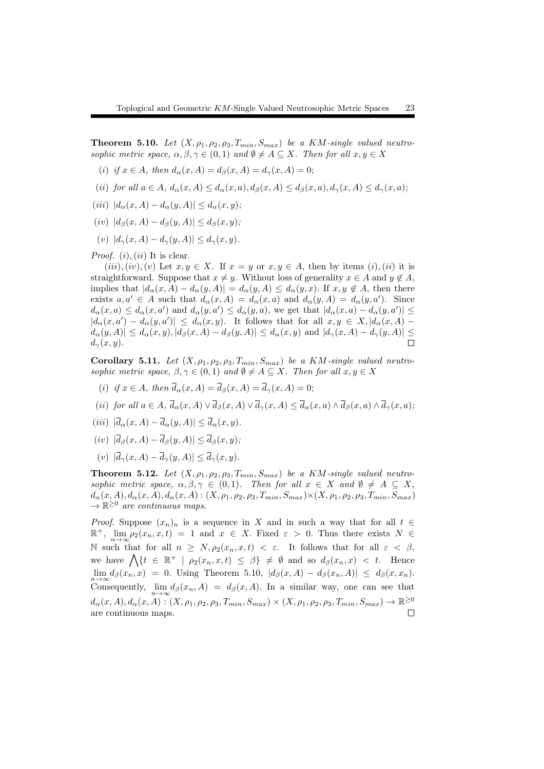**Theorem 5.10.** *Let $(X, \rho_1, \rho_2, \rho_3, T_{min}, S_{max})$ be a KM-single valued neutrosophic metric space, $\alpha, \beta, \gamma \in (0,1)$ and $\emptyset \neq A \subseteq X$. Then for all $x, y \in X$*

(i) *if $x \in A$, then $d_\alpha(x, A) = d_\beta(x, A) = d_\gamma(x, A) = 0$;*

(ii) *for all $a \in A$, $d_\alpha(x, A) \leq d_\alpha(x, a), d_\beta(x, A) \leq d_\beta(x, a), d_\gamma(x, A) \leq d_\gamma(x, a)$;*

(iii) *$|d_\alpha(x, A) - d_\alpha(y, A)| \leq d_\alpha(x, y)$;*

(iv) *$|d_\beta(x, A) - d_\beta(y, A)| \leq d_\beta(x, y)$;*

(v) *$|d_\gamma(x, A) - d_\gamma(y, A)| \leq d_\gamma(x, y)$.*

*Proof.* $(i), (ii)$ It is clear.

$(iii), (iv), (v)$ Let $x, y \in X$. If $x = y$ or $x, y \in A$, then by items $(i), (ii)$ it is straightforward. Suppose that $x \neq y$. Without loss of generality $x \in A$ and $y \notin A$, implies that $|d_\alpha(x, A) - d_\alpha(y, A)| = d_\alpha(y, A) \leq d_\alpha(y, x)$. If $x, y \notin A$, then there exists $a, a' \in A$ such that $d_\alpha(x, A) = d_\alpha(x, a)$ and $d_\alpha(y, A) = d_\alpha(y, a')$. Since $d_\alpha(x, a) \leq d_\alpha(x, a')$ and $d_\alpha(y, a') \leq d_\alpha(y, a)$, we get that $|d_\alpha(x, a) - d_\alpha(y, a')| \leq |d_\alpha(x, a') - d_\alpha(y, a')| \leq d_\alpha(x, y)$. It follows that for all $x, y \in X, |d_\alpha(x, A) - d_\alpha(y, A)| \leq d_\alpha(x, y), |d_\beta(x, A) - d_\beta(y, A)| \leq d_\alpha(x, y)$ and $|d_\gamma(x, A) - d_\gamma(y, A)| \leq d_\gamma(x, y)$. □

**Corollary 5.11.** *Let $(X, \rho_1, \rho_2, \rho_3, T_{min}, S_{max})$ be a KM-single valued neutrosophic metric space, $\beta, \gamma \in (0,1)$ and $\emptyset \neq A \subseteq X$. Then for all $x, y \in X$*

(i) *if $x \in A$, then $\overline{d}_\alpha(x, A) = \overline{d}_\beta(x, A) = \overline{d}_\gamma(x, A) = 0$;*

(ii) *for all $a \in A$, $\overline{d}_\alpha(x, A) \vee \overline{d}_\beta(x, A) \vee \overline{d}_\gamma(x, A) \leq \overline{d}_\alpha(x, a) \wedge \overline{d}_\beta(x, a) \wedge \overline{d}_\gamma(x, a)$;*

(iii) *$|\overline{d}_\alpha(x, A) - \overline{d}_\alpha(y, A)| \leq \overline{d}_\alpha(x, y)$.*

(iv) *$|\overline{d}_\beta(x, A) - \overline{d}_\beta(y, A)| \leq \overline{d}_\beta(x, y)$;*

(v) *$|\overline{d}_\gamma(x, A) - \overline{d}_\gamma(y, A)| \leq \overline{d}_\gamma(x, y)$.*

**Theorem 5.12.** *Let $(X, \rho_1, \rho_2, \rho_3, T_{min}, S_{max})$ be a KM-single valued neutrosophic metric space, $\alpha, \beta, \gamma \in (0,1)$. Then for all $x \in X$ and $\emptyset \neq A \subseteq X$, $d_\alpha(x, A), d_\alpha(x, A), d_\alpha(x, A) : (X, \rho_1, \rho_2, \rho_3, T_{min}, S_{max}) \times (X, \rho_1, \rho_2, \rho_3, T_{min}, S_{max}) \to \mathbb{R}^{\geq 0}$ are continuous maps.*

*Proof.* Suppose $(x_n)_n$ is a sequence in $X$ and in such a way that for all $t \in \mathbb{R}^+$, $\lim_{n\to\infty} \rho_2(x_n, x, t) = 1$ and $x \in X$. Fixed $\varepsilon > 0$. Thus there exists $N \in \mathbb{N}$ such that for all $n \geq N, \rho_2(x_n, x, t) < \varepsilon$. It follows that for all $\varepsilon < \beta$, we have $\bigwedge\{t \in \mathbb{R}^+ \mid \rho_2(x_n, x, t) \leq \beta\} \neq \emptyset$ and so $d_\beta(x_n, x) < t$. Hence $\lim_{n\to\infty} d_\beta(x_n, x) = 0$. Using Theorem 5.10, $|d_\beta(x, A) - d_\beta(x_n, A)| \leq d_\beta(x, x_n)$. Consequently, $\lim_{n\to\infty} d_\beta(x_n, A) = d_\beta(x, A)$. In a similar way, one can see that $d_\alpha(x, A), d_\alpha(x, A) : (X, \rho_1, \rho_2, \rho_3, T_{min}, S_{max}) \times (X, \rho_1, \rho_2, \rho_3, T_{min}, S_{max}) \to \mathbb{R}^{\geq 0}$ are continuous maps. □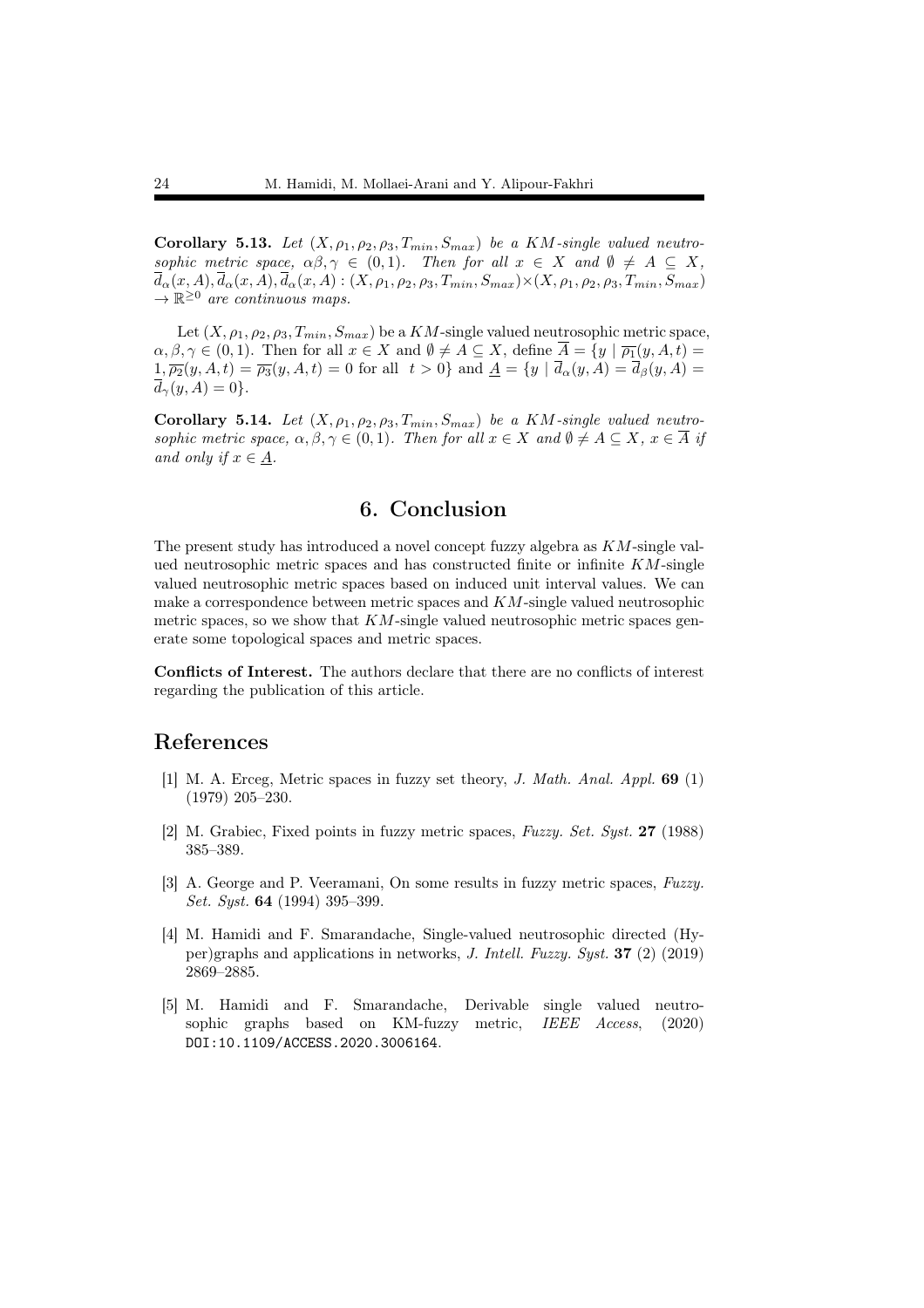**Corollary 5.13.** *Let $(X, \rho_1, \rho_2, \rho_3, T_{min}, S_{max})$ be a KM-single valued neutrosophic metric space, $\alpha\beta, \gamma \in (0, 1)$. Then for all $x \in X$ and $\emptyset \neq A \subseteq X$, $\overline{d}_\alpha(x, A), \overline{d}_\alpha(x, A), \overline{d}_\alpha(x, A) : (X, \rho_1, \rho_2, \rho_3, T_{min}, S_{max}) \times (X, \rho_1, \rho_2, \rho_3, T_{min}, S_{max}) \to \mathbb{R}^{\geq 0}$ are continuous maps.*

Let $(X, \rho_1, \rho_2, \rho_3, T_{min}, S_{max})$ be a $KM$-single valued neutrosophic metric space, $\alpha, \beta, \gamma \in (0, 1)$. Then for all $x \in X$ and $\emptyset \neq A \subseteq X$, define $\overline{A} = \{y \mid \overline{\rho_1}(y, A, t) = 1, \overline{\rho_2}(y, A, t) = \overline{\rho_3}(y, A, t) = 0$ for all $t > 0\}$ and $\underline{A} = \{y \mid \overline{d}_\alpha(y, A) = \overline{d}_\beta(y, A) = \overline{d}_\gamma(y, A) = 0\}$.

**Corollary 5.14.** *Let $(X, \rho_1, \rho_2, \rho_3, T_{min}, S_{max})$ be a KM-single valued neutrosophic metric space, $\alpha, \beta, \gamma \in (0, 1)$. Then for all $x \in X$ and $\emptyset \neq A \subseteq X$, $x \in \overline{A}$ if and only if $x \in \underline{A}$.*

## 6. Conclusion

The present study has introduced a novel concept fuzzy algebra as $KM$-single valued neutrosophic metric spaces and has constructed finite or infinite $KM$-single valued neutrosophic metric spaces based on induced unit interval values. We can make a correspondence between metric spaces and $KM$-single valued neutrosophic metric spaces, so we show that $KM$-single valued neutrosophic metric spaces generate some topological spaces and metric spaces.

**Conflicts of Interest.** The authors declare that there are no conflicts of interest regarding the publication of this article.

## References

[1] M. A. Erceg, Metric spaces in fuzzy set theory, *J. Math. Anal. Appl.* **69** (1) (1979) 205–230.

[2] M. Grabiec, Fixed points in fuzzy metric spaces, *Fuzzy. Set. Syst.* **27** (1988) 385–389.

[3] A. George and P. Veeramani, On some results in fuzzy metric spaces, *Fuzzy. Set. Syst.* **64** (1994) 395–399.

[4] M. Hamidi and F. Smarandache, Single-valued neutrosophic directed (Hyper)graphs and applications in networks, *J. Intell. Fuzzy. Syst.* **37** (2) (2019) 2869–2885.

[5] M. Hamidi and F. Smarandache, Derivable single valued neutrosophic graphs based on KM-fuzzy metric, *IEEE Access*, (2020) DOI:10.1109/ACCESS.2020.3006164.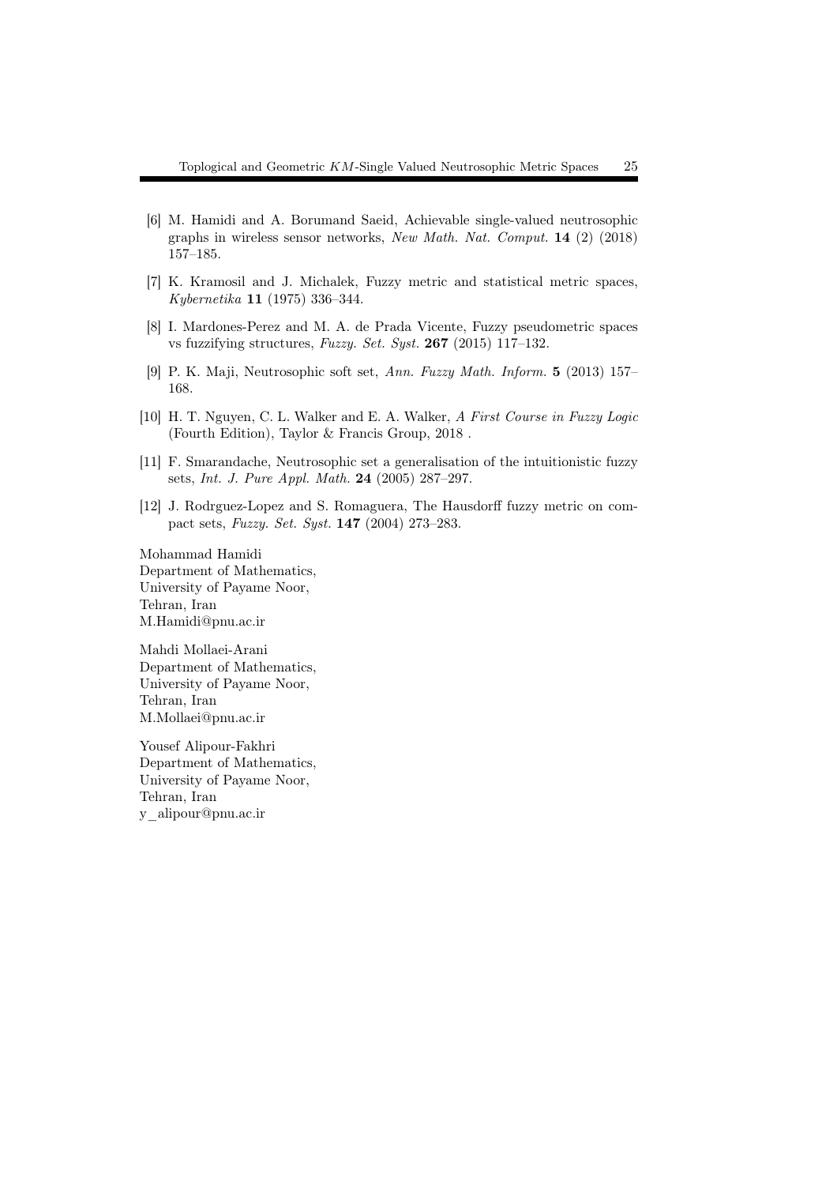[6] M. Hamidi and A. Borumand Saeid, Achievable single-valued neutrosophic graphs in wireless sensor networks, *New Math. Nat. Comput.* **14** (2) (2018) 157–185.

[7] K. Kramosil and J. Michalek, Fuzzy metric and statistical metric spaces, *Kybernetika* **11** (1975) 336–344.

[8] I. Mardones-Perez and M. A. de Prada Vicente, Fuzzy pseudometric spaces vs fuzzifying structures, *Fuzzy. Set. Syst.* **267** (2015) 117–132.

[9] P. K. Maji, Neutrosophic soft set, *Ann. Fuzzy Math. Inform.* **5** (2013) 157–168.

[10] H. T. Nguyen, C. L. Walker and E. A. Walker, *A First Course in Fuzzy Logic* (Fourth Edition), Taylor & Francis Group, 2018 .

[11] F. Smarandache, Neutrosophic set a generalisation of the intuitionistic fuzzy sets, *Int. J. Pure Appl. Math.* **24** (2005) 287–297.

[12] J. Rodrguez-Lopez and S. Romaguera, The Hausdorff fuzzy metric on compact sets, *Fuzzy. Set. Syst.* **147** (2004) 273–283.

Mohammad Hamidi
Department of Mathematics,
University of Payame Noor,
Tehran, Iran
M.Hamidi@pnu.ac.ir

Mahdi Mollaei-Arani
Department of Mathematics,
University of Payame Noor,
Tehran, Iran
M.Mollaei@pnu.ac.ir

Yousef Alipour-Fakhri
Department of Mathematics,
University of Payame Noor,
Tehran, Iran
y_alipour@pnu.ac.ir